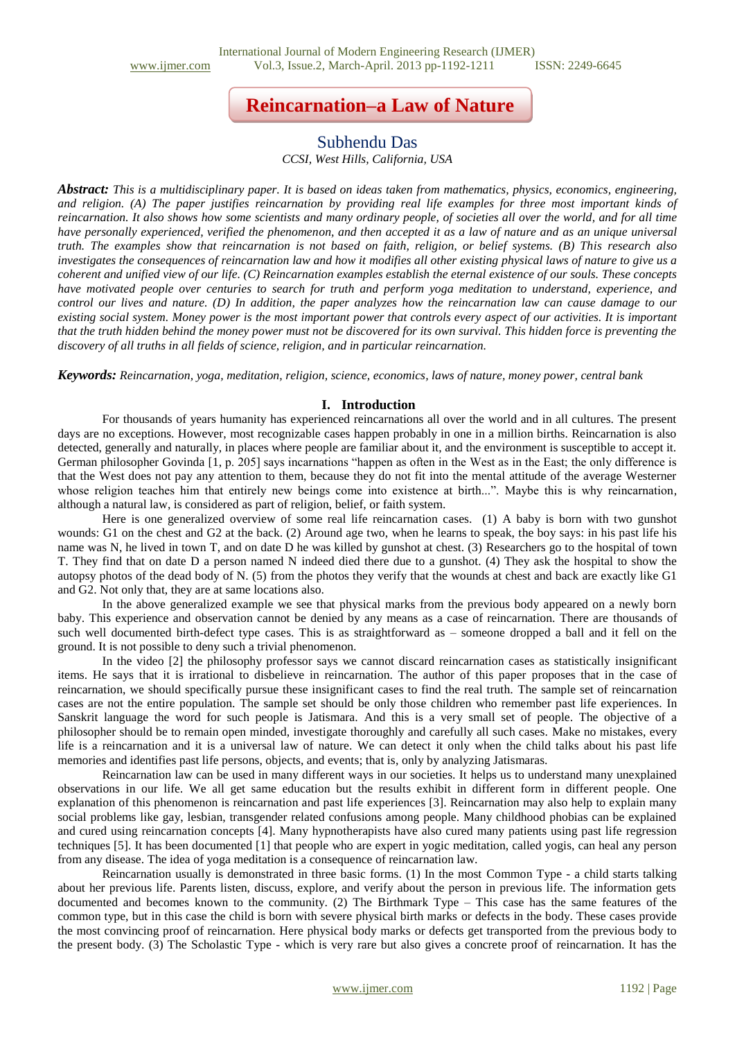# Reincarnation–a Law of Nature

## Subhendu Das

*CCSI, West Hills, California, USA*

***Abstract:*** *This is a multidisciplinary paper. It is based on ideas taken from mathematics, physics, economics, engineering, and religion. (A) The paper justifies reincarnation by providing real life examples for three most important kinds of reincarnation. It also shows how some scientists and many ordinary people, of societies all over the world, and for all time have personally experienced, verified the phenomenon, and then accepted it as a law of nature and as an unique universal truth. The examples show that reincarnation is not based on faith, religion, or belief systems. (B) This research also investigates the consequences of reincarnation law and how it modifies all other existing physical laws of nature to give us a coherent and unified view of our life. (C) Reincarnation examples establish the eternal existence of our souls. These concepts have motivated people over centuries to search for truth and perform yoga meditation to understand, experience, and control our lives and nature. (D) In addition, the paper analyzes how the reincarnation law can cause damage to our existing social system. Money power is the most important power that controls every aspect of our activities. It is important that the truth hidden behind the money power must not be discovered for its own survival. This hidden force is preventing the discovery of all truths in all fields of science, religion, and in particular reincarnation.*

***Keywords:*** *Reincarnation, yoga, meditation, religion, science, economics, laws of nature, money power, central bank*

## I. Introduction

For thousands of years humanity has experienced reincarnations all over the world and in all cultures. The present days are no exceptions. However, most recognizable cases happen probably in one in a million births. Reincarnation is also detected, generally and naturally, in places where people are familiar about it, and the environment is susceptible to accept it. German philosopher Govinda [1, p. 205] says incarnations "happen as often in the West as in the East; the only difference is that the West does not pay any attention to them, because they do not fit into the mental attitude of the average Westerner whose religion teaches him that entirely new beings come into existence at birth...". Maybe this is why reincarnation, although a natural law, is considered as part of religion, belief, or faith system.

Here is one generalized overview of some real life reincarnation cases. (1) A baby is born with two gunshot wounds: G1 on the chest and G2 at the back. (2) Around age two, when he learns to speak, the boy says: in his past life his name was N, he lived in town T, and on date D he was killed by gunshot at chest. (3) Researchers go to the hospital of town T. They find that on date D a person named N indeed died there due to a gunshot. (4) They ask the hospital to show the autopsy photos of the dead body of N. (5) from the photos they verify that the wounds at chest and back are exactly like G1 and G2. Not only that, they are at same locations also.

In the above generalized example we see that physical marks from the previous body appeared on a newly born baby. This experience and observation cannot be denied by any means as a case of reincarnation. There are thousands of such well documented birth-defect type cases. This is as straightforward as – someone dropped a ball and it fell on the ground. It is not possible to deny such a trivial phenomenon.

In the video [2] the philosophy professor says we cannot discard reincarnation cases as statistically insignificant items. He says that it is irrational to disbelieve in reincarnation. The author of this paper proposes that in the case of reincarnation, we should specifically pursue these insignificant cases to find the real truth. The sample set of reincarnation cases are not the entire population. The sample set should be only those children who remember past life experiences. In Sanskrit language the word for such people is Jatismara. And this is a very small set of people. The objective of a philosopher should be to remain open minded, investigate thoroughly and carefully all such cases. Make no mistakes, every life is a reincarnation and it is a universal law of nature. We can detect it only when the child talks about his past life memories and identifies past life persons, objects, and events; that is, only by analyzing Jatismaras.

Reincarnation law can be used in many different ways in our societies. It helps us to understand many unexplained observations in our life. We all get same education but the results exhibit in different form in different people. One explanation of this phenomenon is reincarnation and past life experiences [3]. Reincarnation may also help to explain many social problems like gay, lesbian, transgender related confusions among people. Many childhood phobias can be explained and cured using reincarnation concepts [4]. Many hypnotherapists have also cured many patients using past life regression techniques [5]. It has been documented [1] that people who are expert in yogic meditation, called yogis, can heal any person from any disease. The idea of yoga meditation is a consequence of reincarnation law.

Reincarnation usually is demonstrated in three basic forms. (1) In the most Common Type - a child starts talking about her previous life. Parents listen, discuss, explore, and verify about the person in previous life. The information gets documented and becomes known to the community. (2) The Birthmark Type – This case has the same features of the common type, but in this case the child is born with severe physical birth marks or defects in the body. These cases provide the most convincing proof of reincarnation. Here physical body marks or defects get transported from the previous body to the present body. (3) The Scholastic Type - which is very rare but also gives a concrete proof of reincarnation. It has the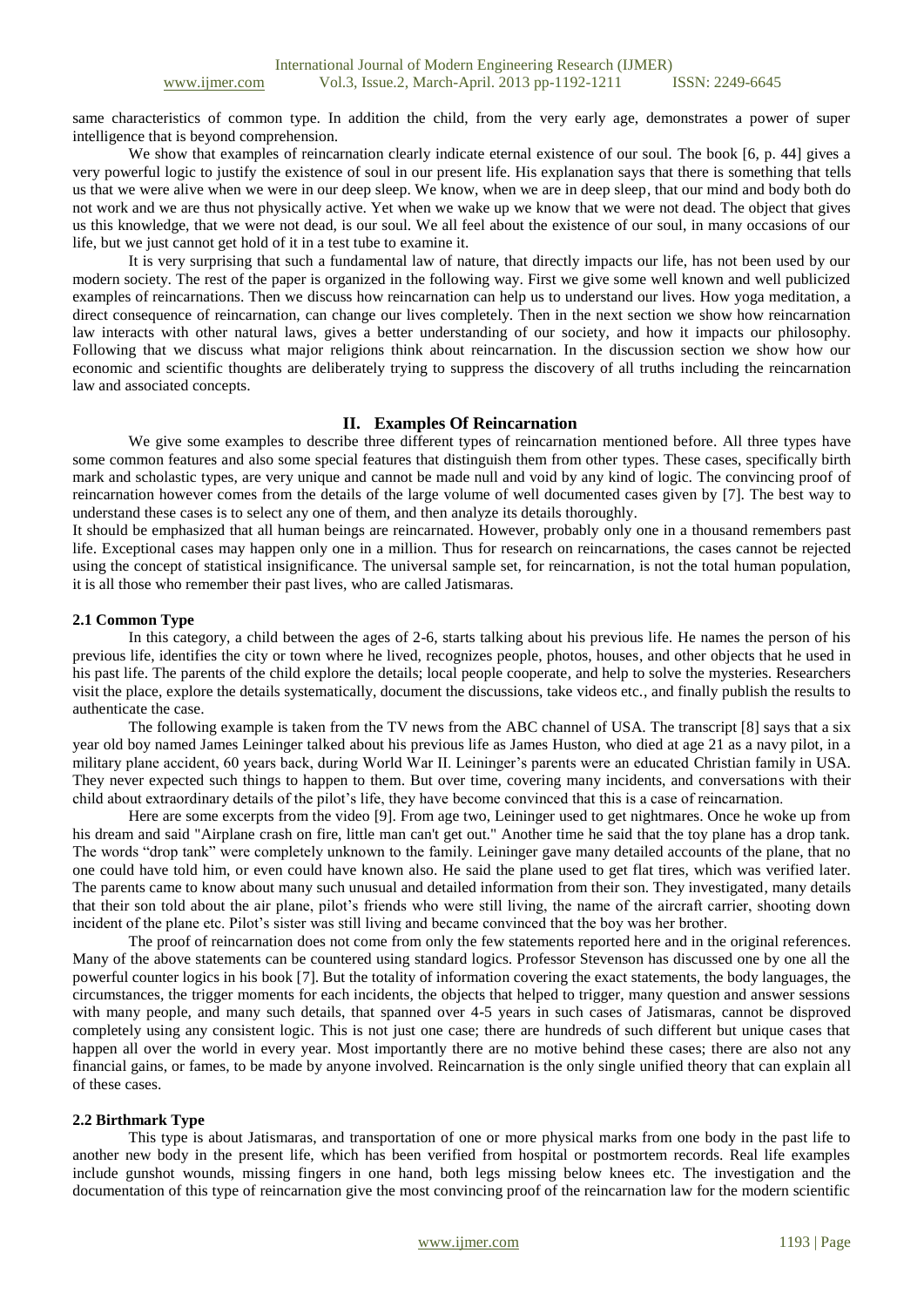same characteristics of common type. In addition the child, from the very early age, demonstrates a power of super intelligence that is beyond comprehension.

We show that examples of reincarnation clearly indicate eternal existence of our soul. The book [6, p. 44] gives a very powerful logic to justify the existence of soul in our present life. His explanation says that there is something that tells us that we were alive when we were in our deep sleep. We know, when we are in deep sleep, that our mind and body both do not work and we are thus not physically active. Yet when we wake up we know that we were not dead. The object that gives us this knowledge, that we were not dead, is our soul. We all feel about the existence of our soul, in many occasions of our life, but we just cannot get hold of it in a test tube to examine it.

It is very surprising that such a fundamental law of nature, that directly impacts our life, has not been used by our modern society. The rest of the paper is organized in the following way. First we give some well known and well publicized examples of reincarnations. Then we discuss how reincarnation can help us to understand our lives. How yoga meditation, a direct consequence of reincarnation, can change our lives completely. Then in the next section we show how reincarnation law interacts with other natural laws, gives a better understanding of our society, and how it impacts our philosophy. Following that we discuss what major religions think about reincarnation. In the discussion section we show how our economic and scientific thoughts are deliberately trying to suppress the discovery of all truths including the reincarnation law and associated concepts.

## II. Examples Of Reincarnation

We give some examples to describe three different types of reincarnation mentioned before. All three types have some common features and also some special features that distinguish them from other types. These cases, specifically birth mark and scholastic types, are very unique and cannot be made null and void by any kind of logic. The convincing proof of reincarnation however comes from the details of the large volume of well documented cases given by [7]. The best way to understand these cases is to select any one of them, and then analyze its details thoroughly.

It should be emphasized that all human beings are reincarnated. However, probably only one in a thousand remembers past life. Exceptional cases may happen only one in a million. Thus for research on reincarnations, the cases cannot be rejected using the concept of statistical insignificance. The universal sample set, for reincarnation, is not the total human population, it is all those who remember their past lives, who are called Jatismaras.

### 2.1 Common Type

In this category, a child between the ages of 2-6, starts talking about his previous life. He names the person of his previous life, identifies the city or town where he lived, recognizes people, photos, houses, and other objects that he used in his past life. The parents of the child explore the details; local people cooperate, and help to solve the mysteries. Researchers visit the place, explore the details systematically, document the discussions, take videos etc., and finally publish the results to authenticate the case.

The following example is taken from the TV news from the ABC channel of USA. The transcript [8] says that a six year old boy named James Leininger talked about his previous life as James Huston, who died at age 21 as a navy pilot, in a military plane accident, 60 years back, during World War II. Leininger's parents were an educated Christian family in USA. They never expected such things to happen to them. But over time, covering many incidents, and conversations with their child about extraordinary details of the pilot's life, they have become convinced that this is a case of reincarnation.

Here are some excerpts from the video [9]. From age two, Leininger used to get nightmares. Once he woke up from his dream and said "Airplane crash on fire, little man can't get out." Another time he said that the toy plane has a drop tank. The words "drop tank" were completely unknown to the family. Leininger gave many detailed accounts of the plane, that no one could have told him, or even could have known also. He said the plane used to get flat tires, which was verified later. The parents came to know about many such unusual and detailed information from their son. They investigated, many details that their son told about the air plane, pilot's friends who were still living, the name of the aircraft carrier, shooting down incident of the plane etc. Pilot's sister was still living and became convinced that the boy was her brother.

The proof of reincarnation does not come from only the few statements reported here and in the original references. Many of the above statements can be countered using standard logics. Professor Stevenson has discussed one by one all the powerful counter logics in his book [7]. But the totality of information covering the exact statements, the body languages, the circumstances, the trigger moments for each incidents, the objects that helped to trigger, many question and answer sessions with many people, and many such details, that spanned over 4-5 years in such cases of Jatismaras, cannot be disproved completely using any consistent logic. This is not just one case; there are hundreds of such different but unique cases that happen all over the world in every year. Most importantly there are no motive behind these cases; there are also not any financial gains, or fames, to be made by anyone involved. Reincarnation is the only single unified theory that can explain all of these cases.

### 2.2 Birthmark Type

This type is about Jatismaras, and transportation of one or more physical marks from one body in the past life to another new body in the present life, which has been verified from hospital or postmortem records. Real life examples include gunshot wounds, missing fingers in one hand, both legs missing below knees etc. The investigation and the documentation of this type of reincarnation give the most convincing proof of the reincarnation law for the modern scientific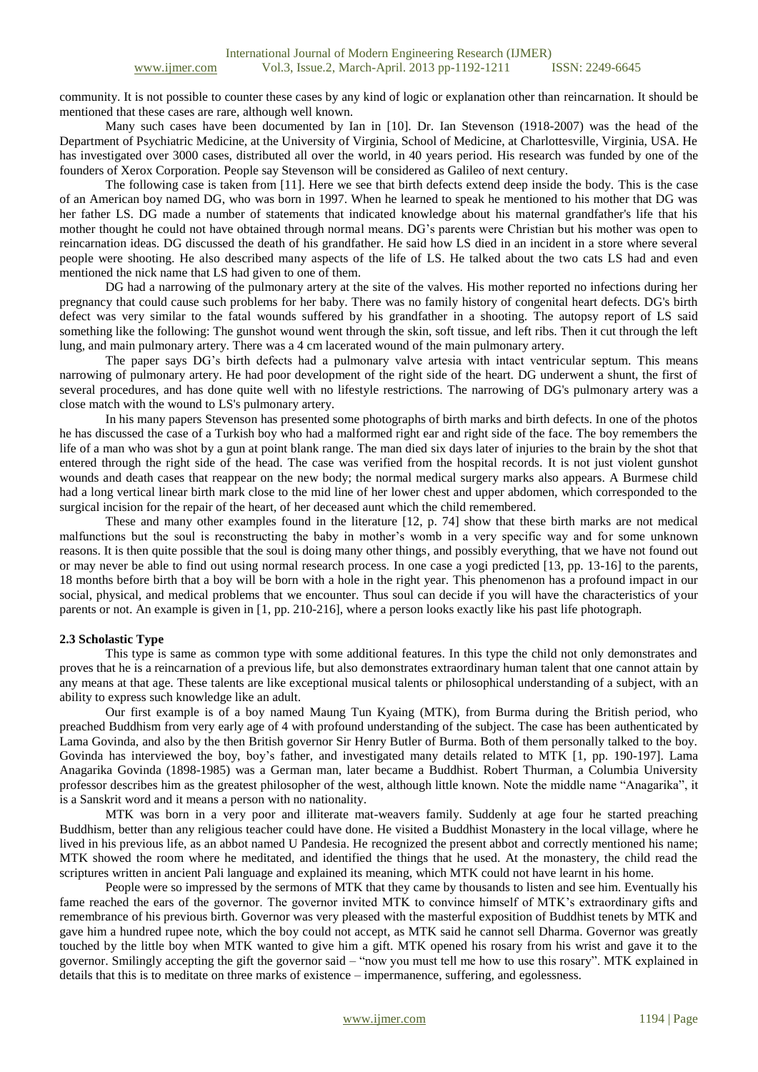community. It is not possible to counter these cases by any kind of logic or explanation other than reincarnation. It should be mentioned that these cases are rare, although well known.

Many such cases have been documented by Ian in [10]. Dr. Ian Stevenson (1918-2007) was the head of the Department of Psychiatric Medicine, at the University of Virginia, School of Medicine, at Charlottesville, Virginia, USA. He has investigated over 3000 cases, distributed all over the world, in 40 years period. His research was funded by one of the founders of Xerox Corporation. People say Stevenson will be considered as Galileo of next century.

The following case is taken from [11]. Here we see that birth defects extend deep inside the body. This is the case of an American boy named DG, who was born in 1997. When he learned to speak he mentioned to his mother that DG was her father LS. DG made a number of statements that indicated knowledge about his maternal grandfather's life that his mother thought he could not have obtained through normal means. DG's parents were Christian but his mother was open to reincarnation ideas. DG discussed the death of his grandfather. He said how LS died in an incident in a store where several people were shooting. He also described many aspects of the life of LS. He talked about the two cats LS had and even mentioned the nick name that LS had given to one of them.

DG had a narrowing of the pulmonary artery at the site of the valves. His mother reported no infections during her pregnancy that could cause such problems for her baby. There was no family history of congenital heart defects. DG's birth defect was very similar to the fatal wounds suffered by his grandfather in a shooting. The autopsy report of LS said something like the following: The gunshot wound went through the skin, soft tissue, and left ribs. Then it cut through the left lung, and main pulmonary artery. There was a 4 cm lacerated wound of the main pulmonary artery.

The paper says DG's birth defects had a pulmonary valve artesia with intact ventricular septum. This means narrowing of pulmonary artery. He had poor development of the right side of the heart. DG underwent a shunt, the first of several procedures, and has done quite well with no lifestyle restrictions. The narrowing of DG's pulmonary artery was a close match with the wound to LS's pulmonary artery.

In his many papers Stevenson has presented some photographs of birth marks and birth defects. In one of the photos he has discussed the case of a Turkish boy who had a malformed right ear and right side of the face. The boy remembers the life of a man who was shot by a gun at point blank range. The man died six days later of injuries to the brain by the shot that entered through the right side of the head. The case was verified from the hospital records. It is not just violent gunshot wounds and death cases that reappear on the new body; the normal medical surgery marks also appears. A Burmese child had a long vertical linear birth mark close to the mid line of her lower chest and upper abdomen, which corresponded to the surgical incision for the repair of the heart, of her deceased aunt which the child remembered.

These and many other examples found in the literature [12, p. 74] show that these birth marks are not medical malfunctions but the soul is reconstructing the baby in mother's womb in a very specific way and for some unknown reasons. It is then quite possible that the soul is doing many other things, and possibly everything, that we have not found out or may never be able to find out using normal research process. In one case a yogi predicted [13, pp. 13-16] to the parents, 18 months before birth that a boy will be born with a hole in the right year. This phenomenon has a profound impact in our social, physical, and medical problems that we encounter. Thus soul can decide if you will have the characteristics of your parents or not. An example is given in [1, pp. 210-216], where a person looks exactly like his past life photograph.

### 2.3 Scholastic Type

This type is same as common type with some additional features. In this type the child not only demonstrates and proves that he is a reincarnation of a previous life, but also demonstrates extraordinary human talent that one cannot attain by any means at that age. These talents are like exceptional musical talents or philosophical understanding of a subject, with an ability to express such knowledge like an adult.

Our first example is of a boy named Maung Tun Kyaing (MTK), from Burma during the British period, who preached Buddhism from very early age of 4 with profound understanding of the subject. The case has been authenticated by Lama Govinda, and also by the then British governor Sir Henry Butler of Burma. Both of them personally talked to the boy. Govinda has interviewed the boy, boy's father, and investigated many details related to MTK [1, pp. 190-197]. Lama Anagarika Govinda (1898-1985) was a German man, later became a Buddhist. Robert Thurman, a Columbia University professor describes him as the greatest philosopher of the west, although little known. Note the middle name "Anagarika", it is a Sanskrit word and it means a person with no nationality.

MTK was born in a very poor and illiterate mat-weavers family. Suddenly at age four he started preaching Buddhism, better than any religious teacher could have done. He visited a Buddhist Monastery in the local village, where he lived in his previous life, as an abbot named U Pandesia. He recognized the present abbot and correctly mentioned his name; MTK showed the room where he meditated, and identified the things that he used. At the monastery, the child read the scriptures written in ancient Pali language and explained its meaning, which MTK could not have learnt in his home.

People were so impressed by the sermons of MTK that they came by thousands to listen and see him. Eventually his fame reached the ears of the governor. The governor invited MTK to convince himself of MTK's extraordinary gifts and remembrance of his previous birth. Governor was very pleased with the masterful exposition of Buddhist tenets by MTK and gave him a hundred rupee note, which the boy could not accept, as MTK said he cannot sell Dharma. Governor was greatly touched by the little boy when MTK wanted to give him a gift. MTK opened his rosary from his wrist and gave it to the governor. Smilingly accepting the gift the governor said – "now you must tell me how to use this rosary". MTK explained in details that this is to meditate on three marks of existence – impermanence, suffering, and egolessness.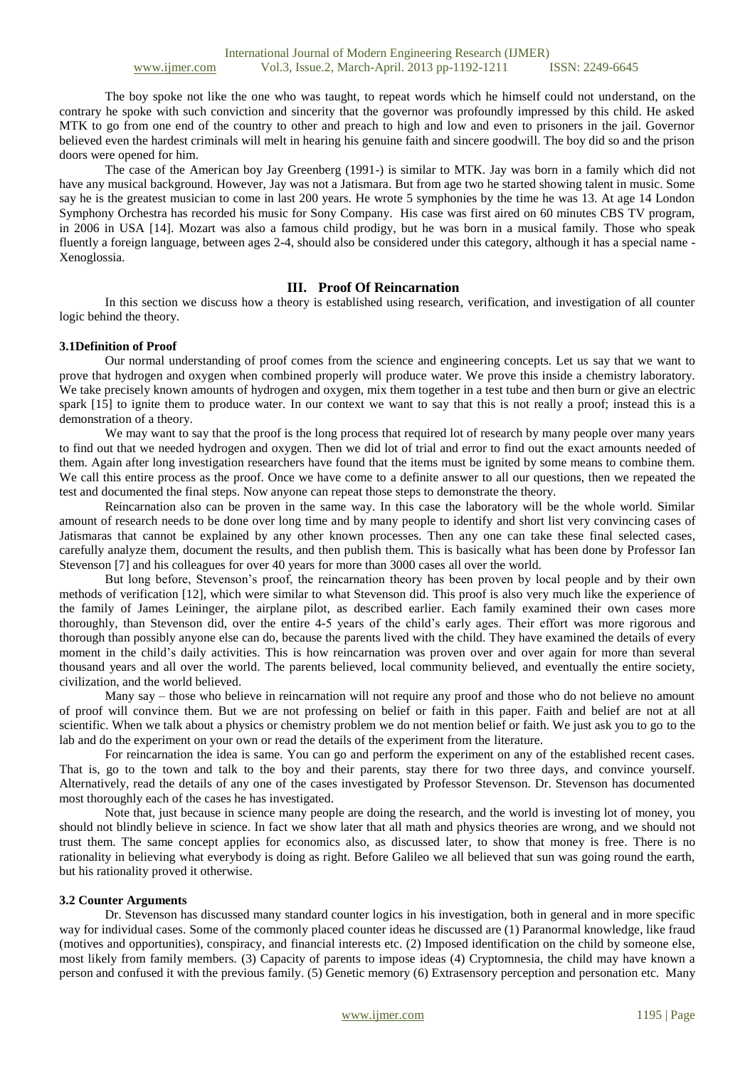The boy spoke not like the one who was taught, to repeat words which he himself could not understand, on the contrary he spoke with such conviction and sincerity that the governor was profoundly impressed by this child. He asked MTK to go from one end of the country to other and preach to high and low and even to prisoners in the jail. Governor believed even the hardest criminals will melt in hearing his genuine faith and sincere goodwill. The boy did so and the prison doors were opened for him.

The case of the American boy Jay Greenberg (1991-) is similar to MTK. Jay was born in a family which did not have any musical background. However, Jay was not a Jatismara. But from age two he started showing talent in music. Some say he is the greatest musician to come in last 200 years. He wrote 5 symphonies by the time he was 13. At age 14 London Symphony Orchestra has recorded his music for Sony Company. His case was first aired on 60 minutes CBS TV program, in 2006 in USA [14]. Mozart was also a famous child prodigy, but he was born in a musical family. Those who speak fluently a foreign language, between ages 2-4, should also be considered under this category, although it has a special name - Xenoglossia.

## III. Proof Of Reincarnation

In this section we discuss how a theory is established using research, verification, and investigation of all counter logic behind the theory.

### 3.1Definition of Proof

Our normal understanding of proof comes from the science and engineering concepts. Let us say that we want to prove that hydrogen and oxygen when combined properly will produce water. We prove this inside a chemistry laboratory. We take precisely known amounts of hydrogen and oxygen, mix them together in a test tube and then burn or give an electric spark [15] to ignite them to produce water. In our context we want to say that this is not really a proof; instead this is a demonstration of a theory.

We may want to say that the proof is the long process that required lot of research by many people over many years to find out that we needed hydrogen and oxygen. Then we did lot of trial and error to find out the exact amounts needed of them. Again after long investigation researchers have found that the items must be ignited by some means to combine them. We call this entire process as the proof. Once we have come to a definite answer to all our questions, then we repeated the test and documented the final steps. Now anyone can repeat those steps to demonstrate the theory.

Reincarnation also can be proven in the same way. In this case the laboratory will be the whole world. Similar amount of research needs to be done over long time and by many people to identify and short list very convincing cases of Jatismaras that cannot be explained by any other known processes. Then any one can take these final selected cases, carefully analyze them, document the results, and then publish them. This is basically what has been done by Professor Ian Stevenson [7] and his colleagues for over 40 years for more than 3000 cases all over the world.

But long before, Stevenson's proof, the reincarnation theory has been proven by local people and by their own methods of verification [12], which were similar to what Stevenson did. This proof is also very much like the experience of the family of James Leininger, the airplane pilot, as described earlier. Each family examined their own cases more thoroughly, than Stevenson did, over the entire 4-5 years of the child's early ages. Their effort was more rigorous and thorough than possibly anyone else can do, because the parents lived with the child. They have examined the details of every moment in the child's daily activities. This is how reincarnation was proven over and over again for more than several thousand years and all over the world. The parents believed, local community believed, and eventually the entire society, civilization, and the world believed.

Many say – those who believe in reincarnation will not require any proof and those who do not believe no amount of proof will convince them. But we are not professing on belief or faith in this paper. Faith and belief are not at all scientific. When we talk about a physics or chemistry problem we do not mention belief or faith. We just ask you to go to the lab and do the experiment on your own or read the details of the experiment from the literature.

For reincarnation the idea is same. You can go and perform the experiment on any of the established recent cases. That is, go to the town and talk to the boy and their parents, stay there for two three days, and convince yourself. Alternatively, read the details of any one of the cases investigated by Professor Stevenson. Dr. Stevenson has documented most thoroughly each of the cases he has investigated.

Note that, just because in science many people are doing the research, and the world is investing lot of money, you should not blindly believe in science. In fact we show later that all math and physics theories are wrong, and we should not trust them. The same concept applies for economics also, as discussed later, to show that money is free. There is no rationality in believing what everybody is doing as right. Before Galileo we all believed that sun was going round the earth, but his rationality proved it otherwise.

### 3.2 Counter Arguments

Dr. Stevenson has discussed many standard counter logics in his investigation, both in general and in more specific way for individual cases. Some of the commonly placed counter ideas he discussed are (1) Paranormal knowledge, like fraud (motives and opportunities), conspiracy, and financial interests etc. (2) Imposed identification on the child by someone else, most likely from family members. (3) Capacity of parents to impose ideas (4) Cryptomnesia, the child may have known a person and confused it with the previous family. (5) Genetic memory (6) Extrasensory perception and personation etc. Many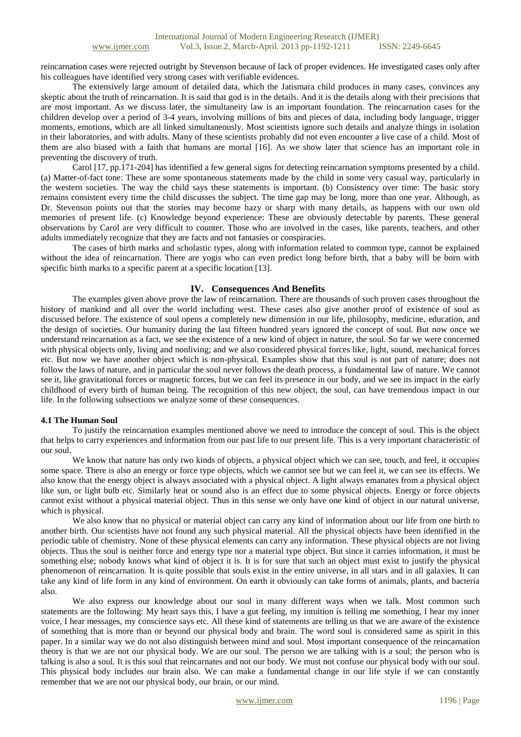reincarnation cases were rejected outright by Stevenson because of lack of proper evidences. He investigated cases only after his colleagues have identified very strong cases with verifiable evidences.

The extensively large amount of detailed data, which the Jatismara child produces in many cases, convinces any skeptic about the truth of reincarnation. It is said that god is in the details. And it is the details along with their precisions that are most important. As we discuss later, the simultaneity law is an important foundation. The reincarnation cases for the children develop over a period of 3-4 years, involving millions of bits and pieces of data, including body language, trigger moments, emotions, which are all linked simultaneously. Most scientists ignore such details and analyze things in isolation in their laboratories, and with adults. Many of these scientists probably did not even encounter a live case of a child. Most of them are also biased with a faith that humans are mortal [16]. As we show later that science has an important role in preventing the discovery of truth.

Carol [17, pp.171-204] has identified a few general signs for detecting reincarnation symptoms presented by a child. (a) Matter-of-fact tone: These are some spontaneous statements made by the child in some very casual way, particularly in the western societies. The way the child says these statements is important. (b) Consistency over time: The basic story remains consistent every time the child discusses the subject. The time gap may be long, more than one year. Although, as Dr. Stevenson points out that the stories may become hazy or sharp with many details, as happens with our own old memories of present life. (c) Knowledge beyond experience: These are obviously detectable by parents. These general observations by Carol are very difficult to counter. Those who are involved in the cases, like parents, teachers, and other adults immediately recognize that they are facts and not fantasies or conspiracies.

The cases of birth marks and scholastic types, along with information related to common type, cannot be explained without the idea of reincarnation. There are yogis who can even predict long before birth, that a baby will be born with specific birth marks to a specific parent at a specific location [13].

## IV. Consequences And Benefits

The examples given above prove the law of reincarnation. There are thousands of such proven cases throughout the history of mankind and all over the world including west. These cases also give another proof of existence of soul as discussed before. The existence of soul opens a completely new dimension in our life, philosophy, medicine, education, and the design of societies. Our humanity during the last fifteen hundred years ignored the concept of soul. But now once we understand reincarnation as a fact, we see the existence of a new kind of object in nature, the soul. So far we were concerned with physical objects only, living and nonliving; and we also considered physical forces like, light, sound, mechanical forces etc. But now we have another object which is non-physical. Examples show that this soul is not part of nature; does not follow the laws of nature, and in particular the soul never follows the death process, a fundamental law of nature. We cannot see it, like gravitational forces or magnetic forces, but we can feel its presence in our body, and we see its impact in the early childhood of every birth of human being. The recognition of this new object, the soul, can have tremendous impact in our life. In the following subsections we analyze some of these consequences.

### 4.1 The Human Soul

To justify the reincarnation examples mentioned above we need to introduce the concept of soul. This is the object that helps to carry experiences and information from our past life to our present life. This is a very important characteristic of our soul.

We know that nature has only two kinds of objects, a physical object which we can see, touch, and feel, it occupies some space. There is also an energy or force type objects, which we cannot see but we can feel it, we can see its effects. We also know that the energy object is always associated with a physical object. A light always emanates from a physical object like sun, or light bulb etc. Similarly heat or sound also is an effect due to some physical objects. Energy or force objects cannot exist without a physical material object. Thus in this sense we only have one kind of object in our natural universe, which is physical.

We also know that no physical or material object can carry any kind of information about our life from one birth to another birth. Our scientists have not found any such physical material. All the physical objects have been identified in the periodic table of chemistry. None of these physical elements can carry any information. These physical objects are not living objects. Thus the soul is neither force and energy type nor a material type object. But since it carries information, it must be something else; nobody knows what kind of object it is. It is for sure that such an object must exist to justify the physical phenomenon of reincarnation. It is quite possible that souls exist in the entire universe, in all stars and in all galaxies. It can take any kind of life form in any kind of environment. On earth it obviously can take forms of animals, plants, and bacteria also.

We also express our knowledge about our soul in many different ways when we talk. Most common such statements are the following: My heart says this, I have a gut feeling, my intuition is telling me something, I hear my inner voice, I hear messages, my conscience says etc. All these kind of statements are telling us that we are aware of the existence of something that is more than or beyond our physical body and brain. The word soul is considered same as spirit in this paper. In a similar way we do not also distinguish between mind and soul. Most important consequence of the reincarnation theory is that we are not our physical body. We are our soul. The person we are talking with is a soul; the person who is talking is also a soul. It is this soul that reincarnates and not our body. We must not confuse our physical body with our soul. This physical body includes our brain also. We can make a fundamental change in our life style if we can constantly remember that we are not our physical body, our brain, or our mind.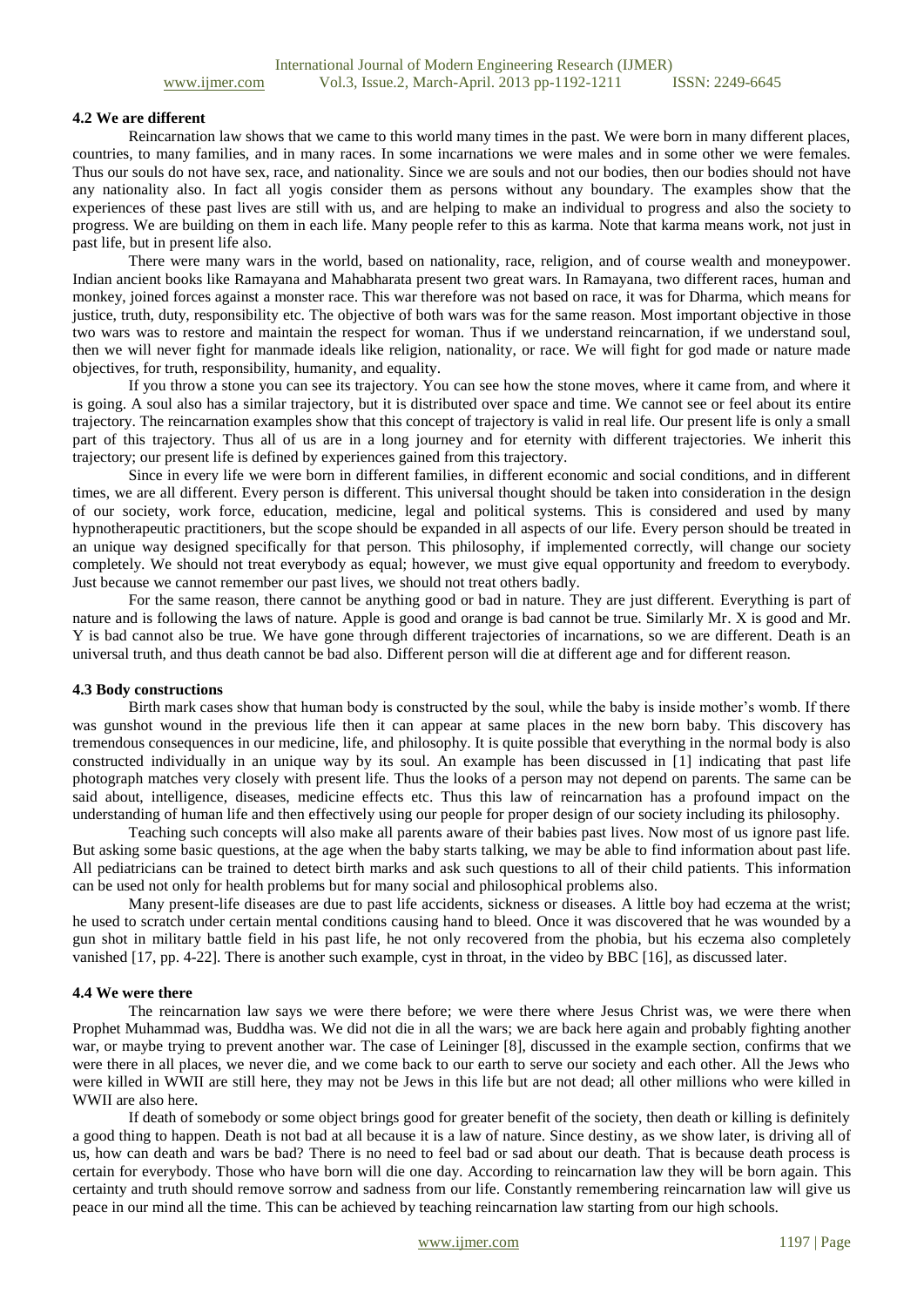### 4.2 We are different

Reincarnation law shows that we came to this world many times in the past. We were born in many different places, countries, to many families, and in many races. In some incarnations we were males and in some other we were females. Thus our souls do not have sex, race, and nationality. Since we are souls and not our bodies, then our bodies should not have any nationality also. In fact all yogis consider them as persons without any boundary. The examples show that the experiences of these past lives are still with us, and are helping to make an individual to progress and also the society to progress. We are building on them in each life. Many people refer to this as karma. Note that karma means work, not just in past life, but in present life also.

There were many wars in the world, based on nationality, race, religion, and of course wealth and moneypower. Indian ancient books like Ramayana and Mahabharata present two great wars. In Ramayana, two different races, human and monkey, joined forces against a monster race. This war therefore was not based on race, it was for Dharma, which means for justice, truth, duty, responsibility etc. The objective of both wars was for the same reason. Most important objective in those two wars was to restore and maintain the respect for woman. Thus if we understand reincarnation, if we understand soul, then we will never fight for manmade ideals like religion, nationality, or race. We will fight for god made or nature made objectives, for truth, responsibility, humanity, and equality.

If you throw a stone you can see its trajectory. You can see how the stone moves, where it came from, and where it is going. A soul also has a similar trajectory, but it is distributed over space and time. We cannot see or feel about its entire trajectory. The reincarnation examples show that this concept of trajectory is valid in real life. Our present life is only a small part of this trajectory. Thus all of us are in a long journey and for eternity with different trajectories. We inherit this trajectory; our present life is defined by experiences gained from this trajectory.

Since in every life we were born in different families, in different economic and social conditions, and in different times, we are all different. Every person is different. This universal thought should be taken into consideration in the design of our society, work force, education, medicine, legal and political systems. This is considered and used by many hypnotherapeutic practitioners, but the scope should be expanded in all aspects of our life. Every person should be treated in an unique way designed specifically for that person. This philosophy, if implemented correctly, will change our society completely. We should not treat everybody as equal; however, we must give equal opportunity and freedom to everybody. Just because we cannot remember our past lives, we should not treat others badly.

For the same reason, there cannot be anything good or bad in nature. They are just different. Everything is part of nature and is following the laws of nature. Apple is good and orange is bad cannot be true. Similarly Mr. X is good and Mr. Y is bad cannot also be true. We have gone through different trajectories of incarnations, so we are different. Death is an universal truth, and thus death cannot be bad also. Different person will die at different age and for different reason.

### 4.3 Body constructions

Birth mark cases show that human body is constructed by the soul, while the baby is inside mother's womb. If there was gunshot wound in the previous life then it can appear at same places in the new born baby. This discovery has tremendous consequences in our medicine, life, and philosophy. It is quite possible that everything in the normal body is also constructed individually in an unique way by its soul. An example has been discussed in [1] indicating that past life photograph matches very closely with present life. Thus the looks of a person may not depend on parents. The same can be said about, intelligence, diseases, medicine effects etc. Thus this law of reincarnation has a profound impact on the understanding of human life and then effectively using our people for proper design of our society including its philosophy.

Teaching such concepts will also make all parents aware of their babies past lives. Now most of us ignore past life. But asking some basic questions, at the age when the baby starts talking, we may be able to find information about past life. All pediatricians can be trained to detect birth marks and ask such questions to all of their child patients. This information can be used not only for health problems but for many social and philosophical problems also.

Many present-life diseases are due to past life accidents, sickness or diseases. A little boy had eczema at the wrist; he used to scratch under certain mental conditions causing hand to bleed. Once it was discovered that he was wounded by a gun shot in military battle field in his past life, he not only recovered from the phobia, but his eczema also completely vanished [17, pp. 4-22]. There is another such example, cyst in throat, in the video by BBC [16], as discussed later.

### 4.4 We were there

The reincarnation law says we were there before; we were there where Jesus Christ was, we were there when Prophet Muhammad was, Buddha was. We did not die in all the wars; we are back here again and probably fighting another war, or maybe trying to prevent another war. The case of Leininger [8], discussed in the example section, confirms that we were there in all places, we never die, and we come back to our earth to serve our society and each other. All the Jews who were killed in WWII are still here, they may not be Jews in this life but are not dead; all other millions who were killed in WWII are also here.

If death of somebody or some object brings good for greater benefit of the society, then death or killing is definitely a good thing to happen. Death is not bad at all because it is a law of nature. Since destiny, as we show later, is driving all of us, how can death and wars be bad? There is no need to feel bad or sad about our death. That is because death process is certain for everybody. Those who have born will die one day. According to reincarnation law they will be born again. This certainty and truth should remove sorrow and sadness from our life. Constantly remembering reincarnation law will give us peace in our mind all the time. This can be achieved by teaching reincarnation law starting from our high schools.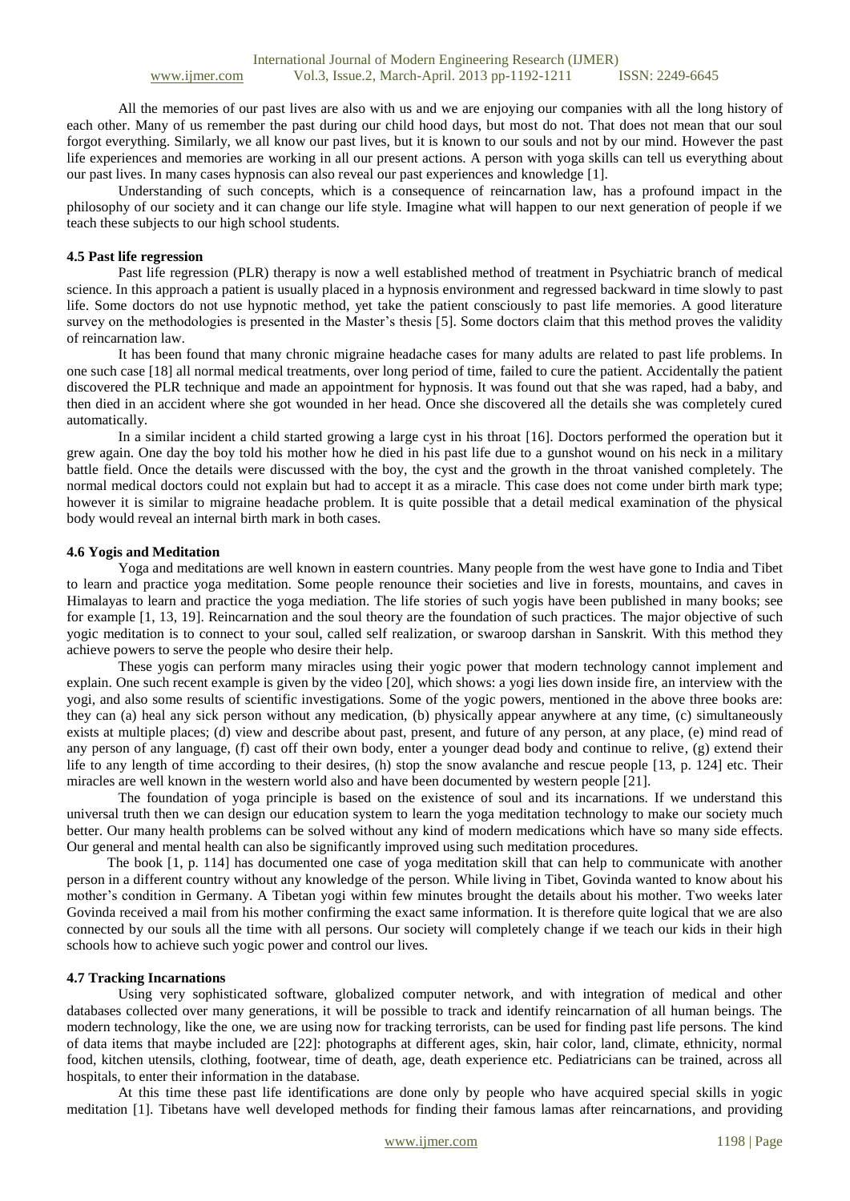All the memories of our past lives are also with us and we are enjoying our companies with all the long history of each other. Many of us remember the past during our child hood days, but most do not. That does not mean that our soul forgot everything. Similarly, we all know our past lives, but it is known to our souls and not by our mind. However the past life experiences and memories are working in all our present actions. A person with yoga skills can tell us everything about our past lives. In many cases hypnosis can also reveal our past experiences and knowledge [1].

Understanding of such concepts, which is a consequence of reincarnation law, has a profound impact in the philosophy of our society and it can change our life style. Imagine what will happen to our next generation of people if we teach these subjects to our high school students.

### 4.5 Past life regression

Past life regression (PLR) therapy is now a well established method of treatment in Psychiatric branch of medical science. In this approach a patient is usually placed in a hypnosis environment and regressed backward in time slowly to past life. Some doctors do not use hypnotic method, yet take the patient consciously to past life memories. A good literature survey on the methodologies is presented in the Master's thesis [5]. Some doctors claim that this method proves the validity of reincarnation law.

It has been found that many chronic migraine headache cases for many adults are related to past life problems. In one such case [18] all normal medical treatments, over long period of time, failed to cure the patient. Accidentally the patient discovered the PLR technique and made an appointment for hypnosis. It was found out that she was raped, had a baby, and then died in an accident where she got wounded in her head. Once she discovered all the details she was completely cured automatically.

In a similar incident a child started growing a large cyst in his throat [16]. Doctors performed the operation but it grew again. One day the boy told his mother how he died in his past life due to a gunshot wound on his neck in a military battle field. Once the details were discussed with the boy, the cyst and the growth in the throat vanished completely. The normal medical doctors could not explain but had to accept it as a miracle. This case does not come under birth mark type; however it is similar to migraine headache problem. It is quite possible that a detail medical examination of the physical body would reveal an internal birth mark in both cases.

### 4.6 Yogis and Meditation

Yoga and meditations are well known in eastern countries. Many people from the west have gone to India and Tibet to learn and practice yoga meditation. Some people renounce their societies and live in forests, mountains, and caves in Himalayas to learn and practice the yoga mediation. The life stories of such yogis have been published in many books; see for example [1, 13, 19]. Reincarnation and the soul theory are the foundation of such practices. The major objective of such yogic meditation is to connect to your soul, called self realization, or swaroop darshan in Sanskrit. With this method they achieve powers to serve the people who desire their help.

These yogis can perform many miracles using their yogic power that modern technology cannot implement and explain. One such recent example is given by the video [20], which shows: a yogi lies down inside fire, an interview with the yogi, and also some results of scientific investigations. Some of the yogic powers, mentioned in the above three books are: they can (a) heal any sick person without any medication, (b) physically appear anywhere at any time, (c) simultaneously exists at multiple places; (d) view and describe about past, present, and future of any person, at any place, (e) mind read of any person of any language, (f) cast off their own body, enter a younger dead body and continue to relive, (g) extend their life to any length of time according to their desires, (h) stop the snow avalanche and rescue people [13, p. 124] etc. Their miracles are well known in the western world also and have been documented by western people [21].

The foundation of yoga principle is based on the existence of soul and its incarnations. If we understand this universal truth then we can design our education system to learn the yoga meditation technology to make our society much better. Our many health problems can be solved without any kind of modern medications which have so many side effects. Our general and mental health can also be significantly improved using such meditation procedures.

The book [1, p. 114] has documented one case of yoga meditation skill that can help to communicate with another person in a different country without any knowledge of the person. While living in Tibet, Govinda wanted to know about his mother's condition in Germany. A Tibetan yogi within few minutes brought the details about his mother. Two weeks later Govinda received a mail from his mother confirming the exact same information. It is therefore quite logical that we are also connected by our souls all the time with all persons. Our society will completely change if we teach our kids in their high schools how to achieve such yogic power and control our lives.

### 4.7 Tracking Incarnations

Using very sophisticated software, globalized computer network, and with integration of medical and other databases collected over many generations, it will be possible to track and identify reincarnation of all human beings. The modern technology, like the one, we are using now for tracking terrorists, can be used for finding past life persons. The kind of data items that maybe included are [22]: photographs at different ages, skin, hair color, land, climate, ethnicity, normal food, kitchen utensils, clothing, footwear, time of death, age, death experience etc. Pediatricians can be trained, across all hospitals, to enter their information in the database.

At this time these past life identifications are done only by people who have acquired special skills in yogic meditation [1]. Tibetans have well developed methods for finding their famous lamas after reincarnations, and providing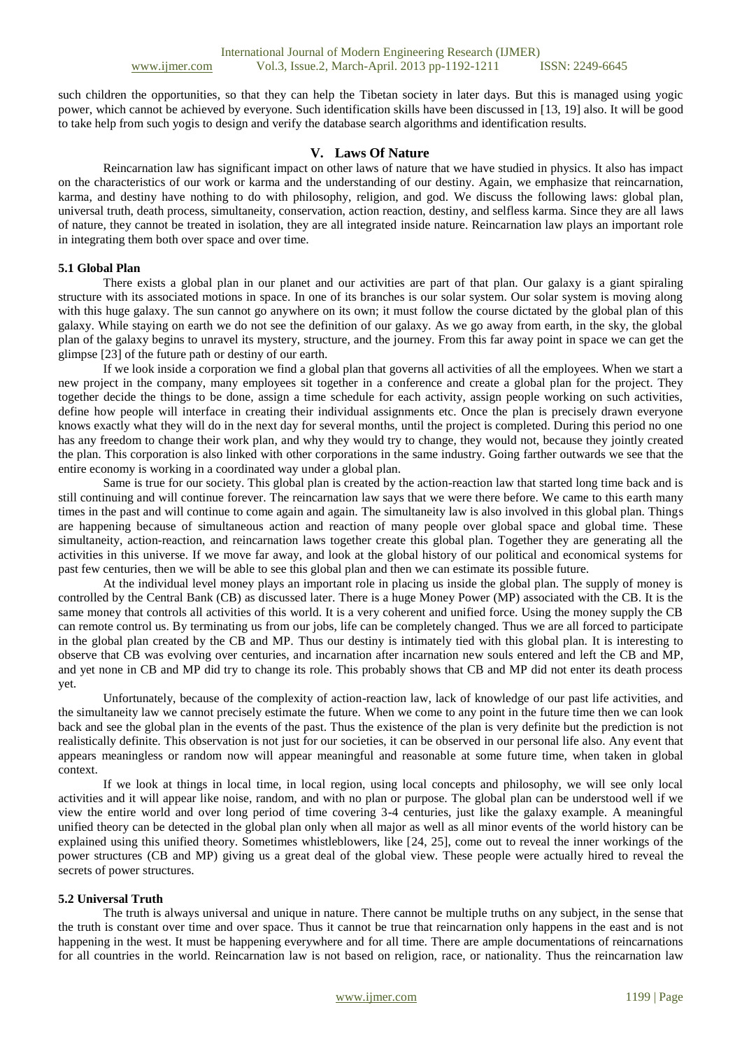such children the opportunities, so that they can help the Tibetan society in later days. But this is managed using yogic power, which cannot be achieved by everyone. Such identification skills have been discussed in [13, 19] also. It will be good to take help from such yogis to design and verify the database search algorithms and identification results.

## V. Laws Of Nature

Reincarnation law has significant impact on other laws of nature that we have studied in physics. It also has impact on the characteristics of our work or karma and the understanding of our destiny. Again, we emphasize that reincarnation, karma, and destiny have nothing to do with philosophy, religion, and god. We discuss the following laws: global plan, universal truth, death process, simultaneity, conservation, action reaction, destiny, and selfless karma. Since they are all laws of nature, they cannot be treated in isolation, they are all integrated inside nature. Reincarnation law plays an important role in integrating them both over space and over time.

### 5.1 Global Plan

There exists a global plan in our planet and our activities are part of that plan. Our galaxy is a giant spiraling structure with its associated motions in space. In one of its branches is our solar system. Our solar system is moving along with this huge galaxy. The sun cannot go anywhere on its own; it must follow the course dictated by the global plan of this galaxy. While staying on earth we do not see the definition of our galaxy. As we go away from earth, in the sky, the global plan of the galaxy begins to unravel its mystery, structure, and the journey. From this far away point in space we can get the glimpse [23] of the future path or destiny of our earth.

If we look inside a corporation we find a global plan that governs all activities of all the employees. When we start a new project in the company, many employees sit together in a conference and create a global plan for the project. They together decide the things to be done, assign a time schedule for each activity, assign people working on such activities, define how people will interface in creating their individual assignments etc. Once the plan is precisely drawn everyone knows exactly what they will do in the next day for several months, until the project is completed. During this period no one has any freedom to change their work plan, and why they would try to change, they would not, because they jointly created the plan. This corporation is also linked with other corporations in the same industry. Going farther outwards we see that the entire economy is working in a coordinated way under a global plan.

Same is true for our society. This global plan is created by the action-reaction law that started long time back and is still continuing and will continue forever. The reincarnation law says that we were there before. We came to this earth many times in the past and will continue to come again and again. The simultaneity law is also involved in this global plan. Things are happening because of simultaneous action and reaction of many people over global space and global time. These simultaneity, action-reaction, and reincarnation laws together create this global plan. Together they are generating all the activities in this universe. If we move far away, and look at the global history of our political and economical systems for past few centuries, then we will be able to see this global plan and then we can estimate its possible future.

At the individual level money plays an important role in placing us inside the global plan. The supply of money is controlled by the Central Bank (CB) as discussed later. There is a huge Money Power (MP) associated with the CB. It is the same money that controls all activities of this world. It is a very coherent and unified force. Using the money supply the CB can remote control us. By terminating us from our jobs, life can be completely changed. Thus we are all forced to participate in the global plan created by the CB and MP. Thus our destiny is intimately tied with this global plan. It is interesting to observe that CB was evolving over centuries, and incarnation after incarnation new souls entered and left the CB and MP, and yet none in CB and MP did try to change its role. This probably shows that CB and MP did not enter its death process yet.

Unfortunately, because of the complexity of action-reaction law, lack of knowledge of our past life activities, and the simultaneity law we cannot precisely estimate the future. When we come to any point in the future time then we can look back and see the global plan in the events of the past. Thus the existence of the plan is very definite but the prediction is not realistically definite. This observation is not just for our societies, it can be observed in our personal life also. Any event that appears meaningless or random now will appear meaningful and reasonable at some future time, when taken in global context.

If we look at things in local time, in local region, using local concepts and philosophy, we will see only local activities and it will appear like noise, random, and with no plan or purpose. The global plan can be understood well if we view the entire world and over long period of time covering 3-4 centuries, just like the galaxy example. A meaningful unified theory can be detected in the global plan only when all major as well as all minor events of the world history can be explained using this unified theory. Sometimes whistleblowers, like [24, 25], come out to reveal the inner workings of the power structures (CB and MP) giving us a great deal of the global view. These people were actually hired to reveal the secrets of power structures.

### 5.2 Universal Truth

The truth is always universal and unique in nature. There cannot be multiple truths on any subject, in the sense that the truth is constant over time and over space. Thus it cannot be true that reincarnation only happens in the east and is not happening in the west. It must be happening everywhere and for all time. There are ample documentations of reincarnations for all countries in the world. Reincarnation law is not based on religion, race, or nationality. Thus the reincarnation law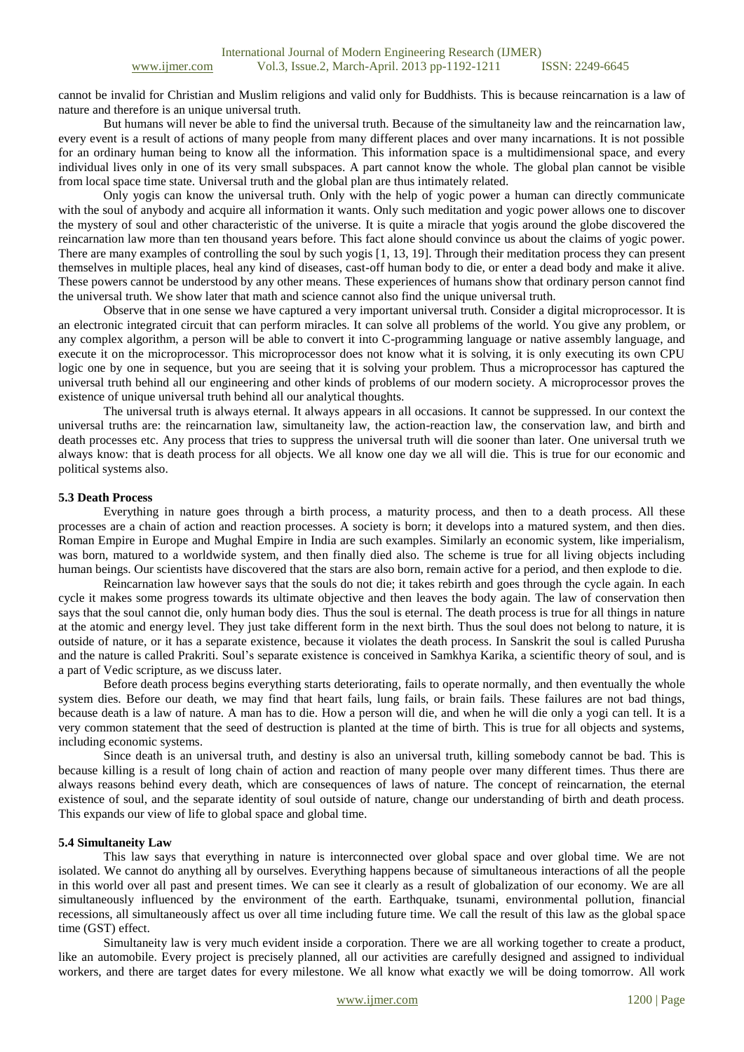cannot be invalid for Christian and Muslim religions and valid only for Buddhists. This is because reincarnation is a law of nature and therefore is an unique universal truth.

But humans will never be able to find the universal truth. Because of the simultaneity law and the reincarnation law, every event is a result of actions of many people from many different places and over many incarnations. It is not possible for an ordinary human being to know all the information. This information space is a multidimensional space, and every individual lives only in one of its very small subspaces. A part cannot know the whole. The global plan cannot be visible from local space time state. Universal truth and the global plan are thus intimately related.

Only yogis can know the universal truth. Only with the help of yogic power a human can directly communicate with the soul of anybody and acquire all information it wants. Only such meditation and yogic power allows one to discover the mystery of soul and other characteristic of the universe. It is quite a miracle that yogis around the globe discovered the reincarnation law more than ten thousand years before. This fact alone should convince us about the claims of yogic power. There are many examples of controlling the soul by such yogis [1, 13, 19]. Through their meditation process they can present themselves in multiple places, heal any kind of diseases, cast-off human body to die, or enter a dead body and make it alive. These powers cannot be understood by any other means. These experiences of humans show that ordinary person cannot find the universal truth. We show later that math and science cannot also find the unique universal truth.

Observe that in one sense we have captured a very important universal truth. Consider a digital microprocessor. It is an electronic integrated circuit that can perform miracles. It can solve all problems of the world. You give any problem, or any complex algorithm, a person will be able to convert it into C-programming language or native assembly language, and execute it on the microprocessor. This microprocessor does not know what it is solving, it is only executing its own CPU logic one by one in sequence, but you are seeing that it is solving your problem. Thus a microprocessor has captured the universal truth behind all our engineering and other kinds of problems of our modern society. A microprocessor proves the existence of unique universal truth behind all our analytical thoughts.

The universal truth is always eternal. It always appears in all occasions. It cannot be suppressed. In our context the universal truths are: the reincarnation law, simultaneity law, the action-reaction law, the conservation law, and birth and death processes etc. Any process that tries to suppress the universal truth will die sooner than later. One universal truth we always know: that is death process for all objects. We all know one day we all will die. This is true for our economic and political systems also.

### 5.3 Death Process

Everything in nature goes through a birth process, a maturity process, and then to a death process. All these processes are a chain of action and reaction processes. A society is born; it develops into a matured system, and then dies. Roman Empire in Europe and Mughal Empire in India are such examples. Similarly an economic system, like imperialism, was born, matured to a worldwide system, and then finally died also. The scheme is true for all living objects including human beings. Our scientists have discovered that the stars are also born, remain active for a period, and then explode to die.

Reincarnation law however says that the souls do not die; it takes rebirth and goes through the cycle again. In each cycle it makes some progress towards its ultimate objective and then leaves the body again. The law of conservation then says that the soul cannot die, only human body dies. Thus the soul is eternal. The death process is true for all things in nature at the atomic and energy level. They just take different form in the next birth. Thus the soul does not belong to nature, it is outside of nature, or it has a separate existence, because it violates the death process. In Sanskrit the soul is called Purusha and the nature is called Prakriti. Soul's separate existence is conceived in Samkhya Karika, a scientific theory of soul, and is a part of Vedic scripture, as we discuss later.

Before death process begins everything starts deteriorating, fails to operate normally, and then eventually the whole system dies. Before our death, we may find that heart fails, lung fails, or brain fails. These failures are not bad things, because death is a law of nature. A man has to die. How a person will die, and when he will die only a yogi can tell. It is a very common statement that the seed of destruction is planted at the time of birth. This is true for all objects and systems, including economic systems.

Since death is an universal truth, and destiny is also an universal truth, killing somebody cannot be bad. This is because killing is a result of long chain of action and reaction of many people over many different times. Thus there are always reasons behind every death, which are consequences of laws of nature. The concept of reincarnation, the eternal existence of soul, and the separate identity of soul outside of nature, change our understanding of birth and death process. This expands our view of life to global space and global time.

### 5.4 Simultaneity Law

This law says that everything in nature is interconnected over global space and over global time. We are not isolated. We cannot do anything all by ourselves. Everything happens because of simultaneous interactions of all the people in this world over all past and present times. We can see it clearly as a result of globalization of our economy. We are all simultaneously influenced by the environment of the earth. Earthquake, tsunami, environmental pollution, financial recessions, all simultaneously affect us over all time including future time. We call the result of this law as the global space time (GST) effect.

Simultaneity law is very much evident inside a corporation. There we are all working together to create a product, like an automobile. Every project is precisely planned, all our activities are carefully designed and assigned to individual workers, and there are target dates for every milestone. We all know what exactly we will be doing tomorrow. All work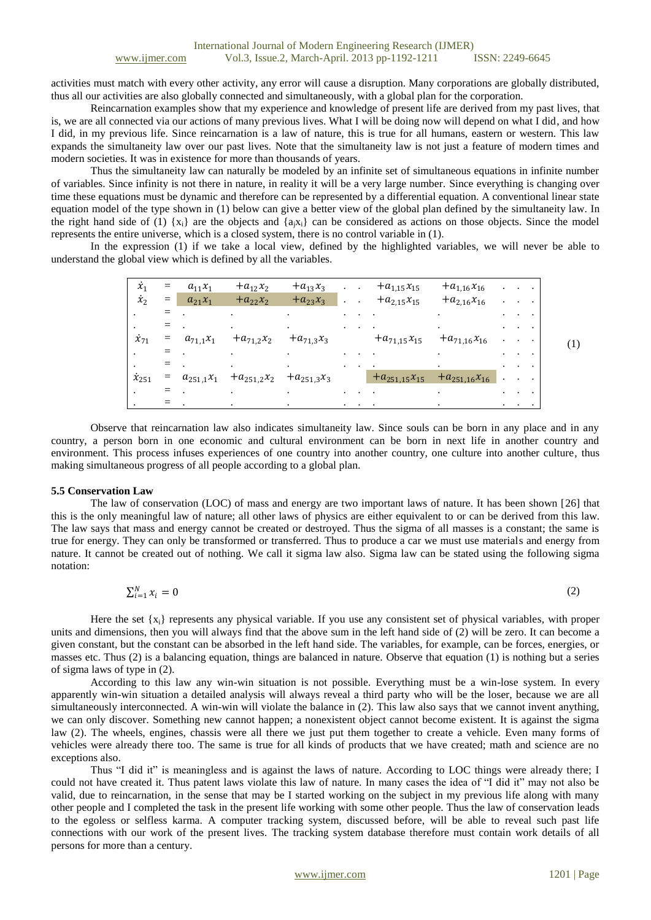activities must match with every other activity, any error will cause a disruption. Many corporations are globally distributed, thus all our activities are also globally connected and simultaneously, with a global plan for the corporation.

Reincarnation examples show that my experience and knowledge of present life are derived from my past lives, that is, we are all connected via our actions of many previous lives. What I will be doing now will depend on what I did, and how I did, in my previous life. Since reincarnation is a law of nature, this is true for all humans, eastern or western. This law expands the simultaneity law over our past lives. Note that the simultaneity law is not just a feature of modern times and modern societies. It was in existence for more than thousands of years.

Thus the simultaneity law can naturally be modeled by an infinite set of simultaneous equations in infinite number of variables. Since infinity is not there in nature, in reality it will be a very large number. Since everything is changing over time these equations must be dynamic and therefore can be represented by a differential equation. A conventional linear state equation model of the type shown in (1) below can give a better view of the global plan defined by the simultaneity law. In the right hand side of (1) $\{x_i\}$ are the objects and $\{a_j x_i\}$ can be considered as actions on those objects. Since the model represents the entire universe, which is a closed system, there is no control variable in (1).

In the expression (1) if we take a local view, defined by the highlighted variables, we will never be able to understand the global view which is defined by all the variables.

$$
\begin{array}{lllllllll}
\dot{x}_1 & = & a_{11}x_1 & +a_{12}x_2 & +a_{13}x_3 & \cdot\ \cdot & +a_{1,15}x_{15} & +a_{1,16}x_{16} & \cdot\ \cdot\ \cdot \\
\dot{x}_2 & = & a_{21}x_1 & +a_{22}x_2 & +a_{23}x_3 & \cdot\ \cdot & +a_{2,15}x_{15} & +a_{2,16}x_{16} & \cdot\ \cdot\ \cdot \\
\cdot & = & \cdot & \cdot & \cdot & \cdot\ \cdot\ \cdot & & \cdot & \cdot\ \cdot\ \cdot \\
\cdot & = & \cdot & \cdot & \cdot & \cdot\ \cdot\ \cdot & & \cdot & \cdot\ \cdot\ \cdot \\
\dot{x}_{71} & = & a_{71,1}x_1 & +a_{71,2}x_2 & +a_{71,3}x_3 & & +a_{71,15}x_{15} & +a_{71,16}x_{16} & \cdot\ \cdot\ \cdot \\
\cdot & = & \cdot & \cdot & \cdot & \cdot\ \cdot\ \cdot & & \cdot & \cdot\ \cdot\ \cdot \\
\cdot & = & \cdot & \cdot & \cdot & \cdot\ \cdot\ \cdot & & \cdot & \cdot\ \cdot\ \cdot \\
\dot{x}_{251} & = & a_{251,1}x_1 & +a_{251,2}x_2 & +a_{251,3}x_3 & & +a_{251,15}x_{15} & +a_{251,16}x_{16} & \cdot\ \cdot\ \cdot \\
\cdot & = & \cdot & \cdot & \cdot & \cdot\ \cdot\ \cdot & & \cdot & \cdot\ \cdot\ \cdot \\
\cdot & = & \cdot & \cdot & \cdot & \cdot\ \cdot\ \cdot & & \cdot & \cdot\ \cdot\ \cdot
\end{array}
\tag{1}
$$

Observe that reincarnation law also indicates simultaneity law. Since souls can be born in any place and in any country, a person born in one economic and cultural environment can be born in next life in another country and environment. This process infuses experiences of one country into another country, one culture into another culture, thus making simultaneous progress of all people according to a global plan.

### 5.5 Conservation Law

The law of conservation (LOC) of mass and energy are two important laws of nature. It has been shown [26] that this is the only meaningful law of nature; all other laws of physics are either equivalent to or can be derived from this law. The law says that mass and energy cannot be created or destroyed. Thus the sigma of all masses is a constant; the same is true for energy. They can only be transformed or transferred. Thus to produce a car we must use materials and energy from nature. It cannot be created out of nothing. We call it sigma law also. Sigma law can be stated using the following sigma notation:

$$\sum_{i=1}^{N} x_i = 0 \tag{2}$$

Here the set $\{x_i\}$ represents any physical variable. If you use any consistent set of physical variables, with proper units and dimensions, then you will always find that the above sum in the left hand side of (2) will be zero. It can become a given constant, but the constant can be absorbed in the left hand side. The variables, for example, can be forces, energies, or masses etc. Thus (2) is a balancing equation, things are balanced in nature. Observe that equation (1) is nothing but a series of sigma laws of type in (2).

According to this law any win-win situation is not possible. Everything must be a win-lose system. In every apparently win-win situation a detailed analysis will always reveal a third party who will be the loser, because we are all simultaneously interconnected. A win-win will violate the balance in (2). This law also says that we cannot invent anything, we can only discover. Something new cannot happen; a nonexistent object cannot become existent. It is against the sigma law (2). The wheels, engines, chassis were all there we just put them together to create a vehicle. Even many forms of vehicles were already there too. The same is true for all kinds of products that we have created; math and science are no exceptions also.

Thus "I did it" is meaningless and is against the laws of nature. According to LOC things were already there; I could not have created it. Thus patent laws violate this law of nature. In many cases the idea of "I did it" may not also be valid, due to reincarnation, in the sense that may be I started working on the subject in my previous life along with many other people and I completed the task in the present life working with some other people. Thus the law of conservation leads to the egoless or selfless karma. A computer tracking system, discussed before, will be able to reveal such past life connections with our work of the present lives. The tracking system database therefore must contain work details of all persons for more than a century.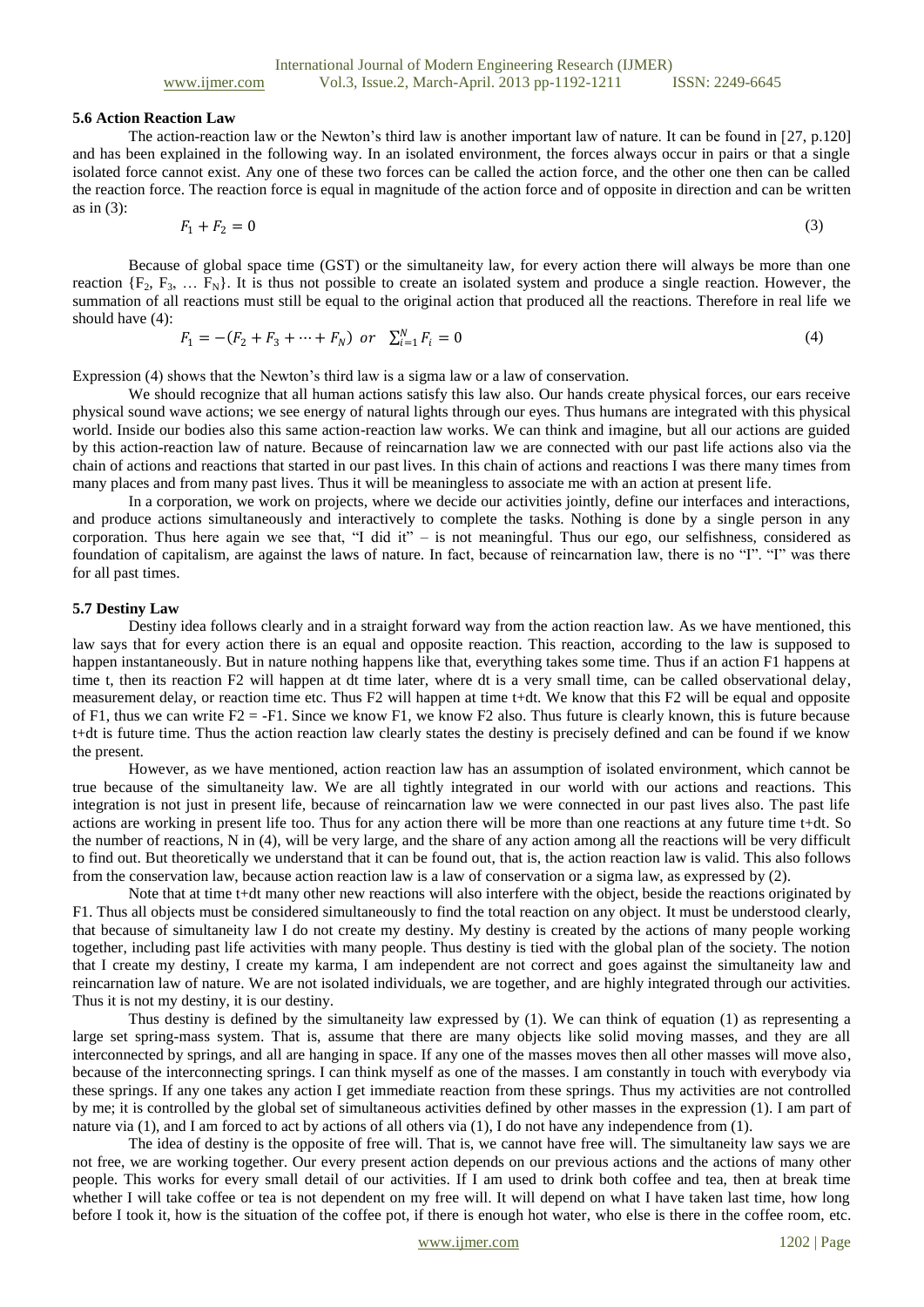### 5.6 Action Reaction Law

The action-reaction law or the Newton's third law is another important law of nature. It can be found in [27, p.120] and has been explained in the following way. In an isolated environment, the forces always occur in pairs or that a single isolated force cannot exist. Any one of these two forces can be called the action force, and the other one then can be called the reaction force. The reaction force is equal in magnitude of the action force and of opposite in direction and can be written as in (3):

$$F_1 + F_2 = 0 \tag{3}$$

Because of global space time (GST) or the simultaneity law, for every action there will always be more than one reaction $\{F_2, F_3, \dots F_N\}$. It is thus not possible to create an isolated system and produce a single reaction. However, the summation of all reactions must still be equal to the original action that produced all the reactions. Therefore in real life we should have (4):

$$F_1 = -(F_2 + F_3 + \cdots + F_N) \;\; or \;\; \sum_{i=1}^{N} F_i = 0 \tag{4}$$

Expression (4) shows that the Newton's third law is a sigma law or a law of conservation.

We should recognize that all human actions satisfy this law also. Our hands create physical forces, our ears receive physical sound wave actions; we see energy of natural lights through our eyes. Thus humans are integrated with this physical world. Inside our bodies also this same action-reaction law works. We can think and imagine, but all our actions are guided by this action-reaction law of nature. Because of reincarnation law we are connected with our past life actions also via the chain of actions and reactions that started in our past lives. In this chain of actions and reactions I was there many times from many places and from many past lives. Thus it will be meaningless to associate me with an action at present life.

In a corporation, we work on projects, where we decide our activities jointly, define our interfaces and interactions, and produce actions simultaneously and interactively to complete the tasks. Nothing is done by a single person in any corporation. Thus here again we see that, "I did it" – is not meaningful. Thus our ego, our selfishness, considered as foundation of capitalism, are against the laws of nature. In fact, because of reincarnation law, there is no "I". "I" was there for all past times.

### 5.7 Destiny Law

Destiny idea follows clearly and in a straight forward way from the action reaction law. As we have mentioned, this law says that for every action there is an equal and opposite reaction. This reaction, according to the law is supposed to happen instantaneously. But in nature nothing happens like that, everything takes some time. Thus if an action F1 happens at time t, then its reaction F2 will happen at dt time later, where dt is a very small time, can be called observational delay, measurement delay, or reaction time etc. Thus F2 will happen at time t+dt. We know that this F2 will be equal and opposite of F1, thus we can write F2 = -F1. Since we know F1, we know F2 also. Thus future is clearly known, this is future because t+dt is future time. Thus the action reaction law clearly states the destiny is precisely defined and can be found if we know the present.

However, as we have mentioned, action reaction law has an assumption of isolated environment, which cannot be true because of the simultaneity law. We are all tightly integrated in our world with our actions and reactions. This integration is not just in present life, because of reincarnation law we were connected in our past lives also. The past life actions are working in present life too. Thus for any action there will be more than one reactions at any future time t+dt. So the number of reactions, N in (4), will be very large, and the share of any action among all the reactions will be very difficult to find out. But theoretically we understand that it can be found out, that is, the action reaction law is valid. This also follows from the conservation law, because action reaction law is a law of conservation or a sigma law, as expressed by (2).

Note that at time t+dt many other new reactions will also interfere with the object, beside the reactions originated by F1. Thus all objects must be considered simultaneously to find the total reaction on any object. It must be understood clearly, that because of simultaneity law I do not create my destiny. My destiny is created by the actions of many people working together, including past life activities with many people. Thus destiny is tied with the global plan of the society. The notion that I create my destiny, I create my karma, I am independent are not correct and goes against the simultaneity law and reincarnation law of nature. We are not isolated individuals, we are together, and are highly integrated through our activities. Thus it is not my destiny, it is our destiny.

Thus destiny is defined by the simultaneity law expressed by (1). We can think of equation (1) as representing a large set spring-mass system. That is, assume that there are many objects like solid moving masses, and they are all interconnected by springs, and all are hanging in space. If any one of the masses moves then all other masses will move also, because of the interconnecting springs. I can think myself as one of the masses. I am constantly in touch with everybody via these springs. If any one takes any action I get immediate reaction from these springs. Thus my activities are not controlled by me; it is controlled by the global set of simultaneous activities defined by other masses in the expression (1). I am part of nature via (1), and I am forced to act by actions of all others via (1), I do not have any independence from (1).

The idea of destiny is the opposite of free will. That is, we cannot have free will. The simultaneity law says we are not free, we are working together. Our every present action depends on our previous actions and the actions of many other people. This works for every small detail of our activities. If I am used to drink both coffee and tea, then at break time whether I will take coffee or tea is not dependent on my free will. It will depend on what I have taken last time, how long before I took it, how is the situation of the coffee pot, if there is enough hot water, who else is there in the coffee room, etc.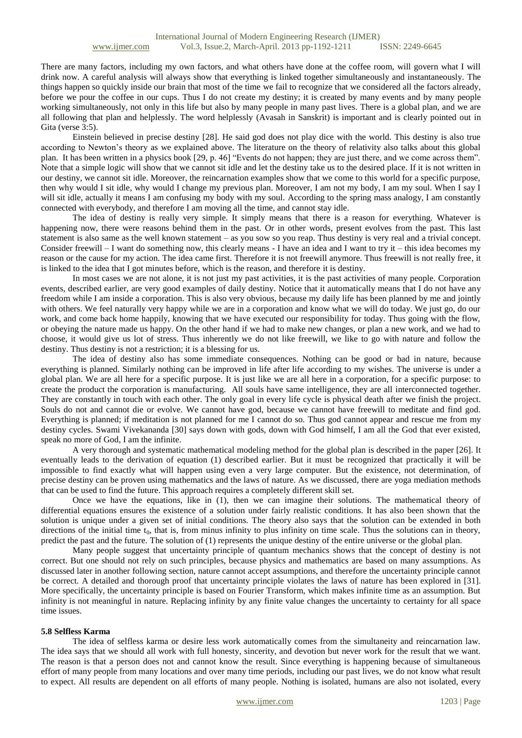There are many factors, including my own factors, and what others have done at the coffee room, will govern what I will drink now. A careful analysis will always show that everything is linked together simultaneously and instantaneously. The things happen so quickly inside our brain that most of the time we fail to recognize that we considered all the factors already, before we pour the coffee in our cups. Thus I do not create my destiny; it is created by many events and by many people working simultaneously, not only in this life but also by many people in many past lives. There is a global plan, and we are all following that plan and helplessly. The word helplessly (Avasah in Sanskrit) is important and is clearly pointed out in Gita (verse 3:5).

Einstein believed in precise destiny [28]. He said god does not play dice with the world. This destiny is also true according to Newton's theory as we explained above. The literature on the theory of relativity also talks about this global plan. It has been written in a physics book [29, p. 46] "Events do not happen; they are just there, and we come across them". Note that a simple logic will show that we cannot sit idle and let the destiny take us to the desired place. If it is not written in our destiny, we cannot sit idle. Moreover, the reincarnation examples show that we come to this world for a specific purpose, then why would I sit idle, why would I change my previous plan. Moreover, I am not my body, I am my soul. When I say I will sit idle, actually it means I am confusing my body with my soul. According to the spring mass analogy, I am constantly connected with everybody, and therefore I am moving all the time, and cannot stay idle.

The idea of destiny is really very simple. It simply means that there is a reason for everything. Whatever is happening now, there were reasons behind them in the past. Or in other words, present evolves from the past. This last statement is also same as the well known statement – as you sow so you reap. Thus destiny is very real and a trivial concept. Consider freewill – I want do something now, this clearly means - I have an idea and I want to try it – this idea becomes my reason or the cause for my action. The idea came first. Therefore it is not freewill anymore. Thus freewill is not really free, it is linked to the idea that I got minutes before, which is the reason, and therefore it is destiny.

In most cases we are not alone, it is not just my past activities, it is the past activities of many people. Corporation events, described earlier, are very good examples of daily destiny. Notice that it automatically means that I do not have any freedom while I am inside a corporation. This is also very obvious, because my daily life has been planned by me and jointly with others. We feel naturally very happy while we are in a corporation and know what we will do today. We just go, do our work, and come back home happily, knowing that we have executed our responsibility for today. Thus going with the flow, or obeying the nature made us happy. On the other hand if we had to make new changes, or plan a new work, and we had to choose, it would give us lot of stress. Thus inherently we do not like freewill, we like to go with nature and follow the destiny. Thus destiny is not a restriction; it is a blessing for us.

The idea of destiny also has some immediate consequences. Nothing can be good or bad in nature, because everything is planned. Similarly nothing can be improved in life after life according to my wishes. The universe is under a global plan. We are all here for a specific purpose. It is just like we are all here in a corporation, for a specific purpose: to create the product the corporation is manufacturing. All souls have same intelligence, they are all interconnected together. They are constantly in touch with each other. The only goal in every life cycle is physical death after we finish the project. Souls do not and cannot die or evolve. We cannot have god, because we cannot have freewill to meditate and find god. Everything is planned; if meditation is not planned for me I cannot do so. Thus god cannot appear and rescue me from my destiny cycles. Swami Vivekananda [30] says down with gods, down with God himself, I am all the God that ever existed, speak no more of God, I am the infinite.

A very thorough and systematic mathematical modeling method for the global plan is described in the paper [26]. It eventually leads to the derivation of equation (1) described earlier. But it must be recognized that practically it will be impossible to find exactly what will happen using even a very large computer. But the existence, not determination, of precise destiny can be proven using mathematics and the laws of nature. As we discussed, there are yoga mediation methods that can be used to find the future. This approach requires a completely different skill set.

Once we have the equations, like in (1), then we can imagine their solutions. The mathematical theory of differential equations ensures the existence of a solution under fairly realistic conditions. It has also been shown that the solution is unique under a given set of initial conditions. The theory also says that the solution can be extended in both directions of the initial time $t_0$, that is, from minus infinity to plus infinity on time scale. Thus the solutions can in theory, predict the past and the future. The solution of (1) represents the unique destiny of the entire universe or the global plan.

Many people suggest that uncertainty principle of quantum mechanics shows that the concept of destiny is not correct. But one should not rely on such principles, because physics and mathematics are based on many assumptions. As discussed later in another following section, nature cannot accept assumptions, and therefore the uncertainty principle cannot be correct. A detailed and thorough proof that uncertainty principle violates the laws of nature has been explored in [31]. More specifically, the uncertainty principle is based on Fourier Transform, which makes infinite time as an assumption. But infinity is not meaningful in nature. Replacing infinity by any finite value changes the uncertainty to certainty for all space time issues.

### 5.8 Selfless Karma

The idea of selfless karma or desire less work automatically comes from the simultaneity and reincarnation law. The idea says that we should all work with full honesty, sincerity, and devotion but never work for the result that we want. The reason is that a person does not and cannot know the result. Since everything is happening because of simultaneous effort of many people from many locations and over many time periods, including our past lives, we do not know what result to expect. All results are dependent on all efforts of many people. Nothing is isolated, humans are also not isolated, every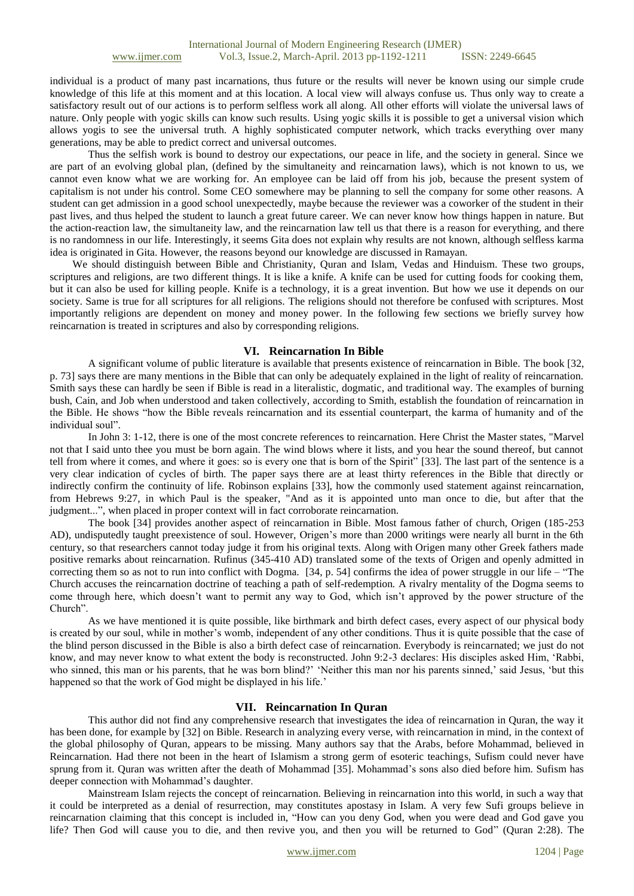individual is a product of many past incarnations, thus future or the results will never be known using our simple crude knowledge of this life at this moment and at this location. A local view will always confuse us. Thus only way to create a satisfactory result out of our actions is to perform selfless work all along. All other efforts will violate the universal laws of nature. Only people with yogic skills can know such results. Using yogic skills it is possible to get a universal vision which allows yogis to see the universal truth. A highly sophisticated computer network, which tracks everything over many generations, may be able to predict correct and universal outcomes.

Thus the selfish work is bound to destroy our expectations, our peace in life, and the society in general. Since we are part of an evolving global plan, (defined by the simultaneity and reincarnation laws), which is not known to us, we cannot even know what we are working for. An employee can be laid off from his job, because the present system of capitalism is not under his control. Some CEO somewhere may be planning to sell the company for some other reasons. A student can get admission in a good school unexpectedly, maybe because the reviewer was a coworker of the student in their past lives, and thus helped the student to launch a great future career. We can never know how things happen in nature. But the action-reaction law, the simultaneity law, and the reincarnation law tell us that there is a reason for everything, and there is no randomness in our life. Interestingly, it seems Gita does not explain why results are not known, although selfless karma idea is originated in Gita. However, the reasons beyond our knowledge are discussed in Ramayan.

We should distinguish between Bible and Christianity, Quran and Islam, Vedas and Hinduism. These two groups, scriptures and religions, are two different things. It is like a knife. A knife can be used for cutting foods for cooking them, but it can also be used for killing people. Knife is a technology, it is a great invention. But how we use it depends on our society. Same is true for all scriptures for all religions. The religions should not therefore be confused with scriptures. Most importantly religions are dependent on money and money power. In the following few sections we briefly survey how reincarnation is treated in scriptures and also by corresponding religions.

## VI. Reincarnation In Bible

A significant volume of public literature is available that presents existence of reincarnation in Bible. The book [32, p. 73] says there are many mentions in the Bible that can only be adequately explained in the light of reality of reincarnation. Smith says these can hardly be seen if Bible is read in a literalistic, dogmatic, and traditional way. The examples of burning bush, Cain, and Job when understood and taken collectively, according to Smith, establish the foundation of reincarnation in the Bible. He shows "how the Bible reveals reincarnation and its essential counterpart, the karma of humanity and of the individual soul".

In John 3: 1-12, there is one of the most concrete references to reincarnation. Here Christ the Master states, "Marvel not that I said unto thee you must be born again. The wind blows where it lists, and you hear the sound thereof, but cannot tell from where it comes, and where it goes: so is every one that is born of the Spirit" [33]. The last part of the sentence is a very clear indication of cycles of birth. The paper says there are at least thirty references in the Bible that directly or indirectly confirm the continuity of life. Robinson explains [33], how the commonly used statement against reincarnation, from Hebrews 9:27, in which Paul is the speaker, "And as it is appointed unto man once to die, but after that the judgment...", when placed in proper context will in fact corroborate reincarnation.

The book [34] provides another aspect of reincarnation in Bible. Most famous father of church, Origen (185-253 AD), undisputedly taught preexistence of soul. However, Origen's more than 2000 writings were nearly all burnt in the 6th century, so that researchers cannot today judge it from his original texts. Along with Origen many other Greek fathers made positive remarks about reincarnation. Rufinus (345-410 AD) translated some of the texts of Origen and openly admitted in correcting them so as not to run into conflict with Dogma. [34, p. 54] confirms the idea of power struggle in our life – "The Church accuses the reincarnation doctrine of teaching a path of self-redemption. A rivalry mentality of the Dogma seems to come through here, which doesn't want to permit any way to God, which isn't approved by the power structure of the Church".

As we have mentioned it is quite possible, like birthmark and birth defect cases, every aspect of our physical body is created by our soul, while in mother's womb, independent of any other conditions. Thus it is quite possible that the case of the blind person discussed in the Bible is also a birth defect case of reincarnation. Everybody is reincarnated; we just do not know, and may never know to what extent the body is reconstructed. John 9:2-3 declares: His disciples asked Him, 'Rabbi, who sinned, this man or his parents, that he was born blind?' 'Neither this man nor his parents sinned,' said Jesus, 'but this happened so that the work of God might be displayed in his life.'

## VII. Reincarnation In Quran

This author did not find any comprehensive research that investigates the idea of reincarnation in Quran, the way it has been done, for example by [32] on Bible. Research in analyzing every verse, with reincarnation in mind, in the context of the global philosophy of Quran, appears to be missing. Many authors say that the Arabs, before Mohammad, believed in Reincarnation. Had there not been in the heart of Islamism a strong germ of esoteric teachings, Sufism could never have sprung from it. Quran was written after the death of Mohammad [35]. Mohammad's sons also died before him. Sufism has deeper connection with Mohammad's daughter.

Mainstream Islam rejects the concept of reincarnation. Believing in reincarnation into this world, in such a way that it could be interpreted as a denial of resurrection, may constitutes apostasy in Islam. A very few Sufi groups believe in reincarnation claiming that this concept is included in, "How can you deny God, when you were dead and God gave you life? Then God will cause you to die, and then revive you, and then you will be returned to God" (Quran 2:28). The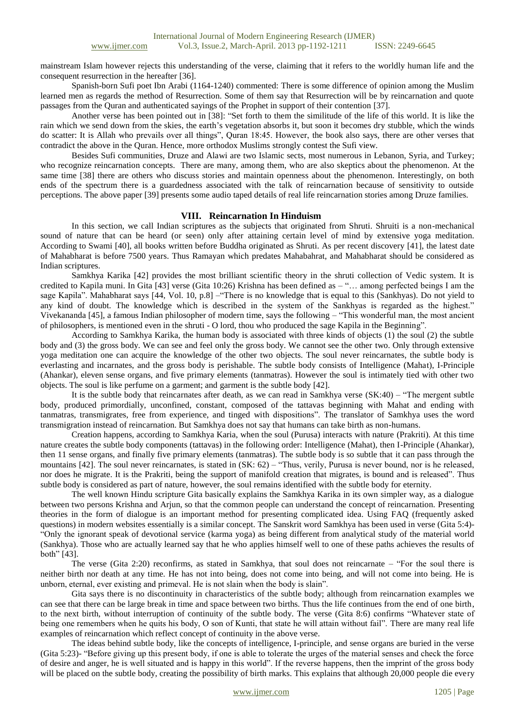mainstream Islam however rejects this understanding of the verse, claiming that it refers to the worldly human life and the consequent resurrection in the hereafter [36].

Spanish-born Sufi poet Ibn Arabi (1164-1240) commented: There is some difference of opinion among the Muslim learned men as regards the method of Resurrection. Some of them say that Resurrection will be by reincarnation and quote passages from the Quran and authenticated sayings of the Prophet in support of their contention [37].

Another verse has been pointed out in [38]: "Set forth to them the similitude of the life of this world. It is like the rain which we send down from the skies, the earth's vegetation absorbs it, but soon it becomes dry stubble, which the winds do scatter: It is Allah who prevails over all things", Quran 18:45. However, the book also says, there are other verses that contradict the above in the Quran. Hence, more orthodox Muslims strongly contest the Sufi view.

Besides Sufi communities, Druze and Alawi are two Islamic sects, most numerous in Lebanon, Syria, and Turkey; who recognize reincarnation concepts. There are many, among them, who are also skeptics about the phenomenon. At the same time [38] there are others who discuss stories and maintain openness about the phenomenon. Interestingly, on both ends of the spectrum there is a guardedness associated with the talk of reincarnation because of sensitivity to outside perceptions. The above paper [39] presents some audio taped details of real life reincarnation stories among Druze families.

## VIII. Reincarnation In Hinduism

In this section, we call Indian scriptures as the subjects that originated from Shruti. Shruiti is a non-mechanical sound of nature that can be heard (or seen) only after attaining certain level of mind by extensive yoga meditation. According to Swami [40], all books written before Buddha originated as Shruti. As per recent discovery [41], the latest date of Mahabharat is before 7500 years. Thus Ramayan which predates Mahabahrat, and Mahabharat should be considered as Indian scriptures.

Samkhya Karika [42] provides the most brilliant scientific theory in the shruti collection of Vedic system. It is credited to Kapila muni. In Gita [43] verse (Gita 10:26) Krishna has been defined as – "… among perfected beings I am the sage Kapila". Mahabharat says [44, Vol. 10, p.8] –"There is no knowledge that is equal to this (Sankhyas). Do not yield to any kind of doubt. The knowledge which is described in the system of the Sankhyas is regarded as the highest." Vivekananda [45], a famous Indian philosopher of modern time, says the following – "This wonderful man, the most ancient of philosophers, is mentioned even in the shruti - O lord, thou who produced the sage Kapila in the Beginning".

According to Samkhya Karika, the human body is associated with three kinds of objects (1) the soul (2) the subtle body and (3) the gross body. We can see and feel only the gross body. We cannot see the other two. Only through extensive yoga meditation one can acquire the knowledge of the other two objects. The soul never reincarnates, the subtle body is everlasting and incarnates, and the gross body is perishable. The subtle body consists of Intelligence (Mahat), I-Principle (Ahankar), eleven sense organs, and five primary elements (tanmatras). However the soul is intimately tied with other two objects. The soul is like perfume on a garment; and garment is the subtle body [42].

It is the subtle body that reincarnates after death, as we can read in Samkhya verse (SK:40) – "The mergent subtle body, produced primordially, unconfined, constant, composed of the tattavas beginning with Mahat and ending with tanmatras, transmigrates, free from experience, and tinged with dispositions". The translator of Samkhya uses the word transmigration instead of reincarnation. But Samkhya does not say that humans can take birth as non-humans.

Creation happens, according to Samkhya Karia, when the soul (Purusa) interacts with nature (Prakriti). At this time nature creates the subtle body components (tattavas) in the following order: Intelligence (Mahat), then I-Principle (Ahankar), then 11 sense organs, and finally five primary elements (tanmatras). The subtle body is so subtle that it can pass through the mountains [42]. The soul never reincarnates, is stated in (SK: 62) – "Thus, verily, Purusa is never bound, nor is he released, nor does he migrate. It is the Prakriti, being the support of manifold creation that migrates, is bound and is released". Thus subtle body is considered as part of nature, however, the soul remains identified with the subtle body for eternity.

The well known Hindu scripture Gita basically explains the Samkhya Karika in its own simpler way, as a dialogue between two persons Krishna and Arjun, so that the common people can understand the concept of reincarnation. Presenting theories in the form of dialogue is an important method for presenting complicated idea. Using FAQ (frequently asked questions) in modern websites essentially is a similar concept. The Sanskrit word Samkhya has been used in verse (Gita 5:4)- "Only the ignorant speak of devotional service (karma yoga) as being different from analytical study of the material world (Sankhya). Those who are actually learned say that he who applies himself well to one of these paths achieves the results of both" [43].

The verse (Gita 2:20) reconfirms, as stated in Samkhya, that soul does not reincarnate – "For the soul there is neither birth nor death at any time. He has not into being, does not come into being, and will not come into being. He is unborn, eternal, ever existing and primeval. He is not slain when the body is slain".

Gita says there is no discontinuity in characteristics of the subtle body; although from reincarnation examples we can see that there can be large break in time and space between two births. Thus the life continues from the end of one birth, to the next birth, without interruption of continuity of the subtle body. The verse (Gita 8:6) confirms "Whatever state of being one remembers when he quits his body, O son of Kunti, that state he will attain without fail". There are many real life examples of reincarnation which reflect concept of continuity in the above verse.

The ideas behind subtle body, like the concepts of intelligence, I-principle, and sense organs are buried in the verse (Gita 5:23)- "Before giving up this present body, if one is able to tolerate the urges of the material senses and check the force of desire and anger, he is well situated and is happy in this world". If the reverse happens, then the imprint of the gross body will be placed on the subtle body, creating the possibility of birth marks. This explains that although 20,000 people die every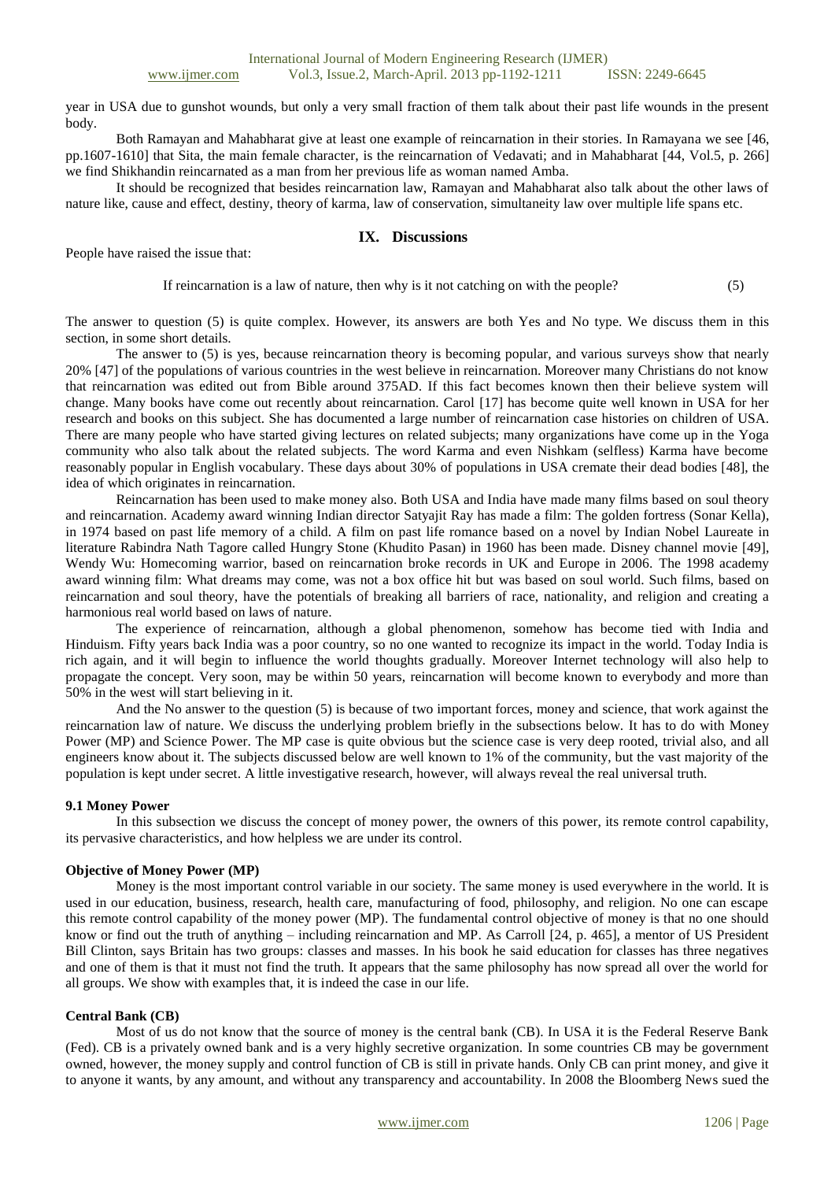year in USA due to gunshot wounds, but only a very small fraction of them talk about their past life wounds in the present body.

Both Ramayan and Mahabharat give at least one example of reincarnation in their stories. In Ramayana we see [46, pp.1607-1610] that Sita, the main female character, is the reincarnation of Vedavati; and in Mahabharat [44, Vol.5, p. 266] we find Shikhandin reincarnated as a man from her previous life as woman named Amba.

It should be recognized that besides reincarnation law, Ramayan and Mahabharat also talk about the other laws of nature like, cause and effect, destiny, theory of karma, law of conservation, simultaneity law over multiple life spans etc.

## IX. Discussions

People have raised the issue that:

If reincarnation is a law of nature, then why is it not catching on with the people? (5)

The answer to question (5) is quite complex. However, its answers are both Yes and No type. We discuss them in this section, in some short details.

The answer to (5) is yes, because reincarnation theory is becoming popular, and various surveys show that nearly 20% [47] of the populations of various countries in the west believe in reincarnation. Moreover many Christians do not know that reincarnation was edited out from Bible around 375AD. If this fact becomes known then their believe system will change. Many books have come out recently about reincarnation. Carol [17] has become quite well known in USA for her research and books on this subject. She has documented a large number of reincarnation case histories on children of USA. There are many people who have started giving lectures on related subjects; many organizations have come up in the Yoga community who also talk about the related subjects. The word Karma and even Nishkam (selfless) Karma have become reasonably popular in English vocabulary. These days about 30% of populations in USA cremate their dead bodies [48], the idea of which originates in reincarnation.

Reincarnation has been used to make money also. Both USA and India have made many films based on soul theory and reincarnation. Academy award winning Indian director Satyajit Ray has made a film: The golden fortress (Sonar Kella), in 1974 based on past life memory of a child. A film on past life romance based on a novel by Indian Nobel Laureate in literature Rabindra Nath Tagore called Hungry Stone (Khudito Pasan) in 1960 has been made. Disney channel movie [49], Wendy Wu: Homecoming warrior, based on reincarnation broke records in UK and Europe in 2006. The 1998 academy award winning film: What dreams may come, was not a box office hit but was based on soul world. Such films, based on reincarnation and soul theory, have the potentials of breaking all barriers of race, nationality, and religion and creating a harmonious real world based on laws of nature.

The experience of reincarnation, although a global phenomenon, somehow has become tied with India and Hinduism. Fifty years back India was a poor country, so no one wanted to recognize its impact in the world. Today India is rich again, and it will begin to influence the world thoughts gradually. Moreover Internet technology will also help to propagate the concept. Very soon, may be within 50 years, reincarnation will become known to everybody and more than 50% in the west will start believing in it.

And the No answer to the question (5) is because of two important forces, money and science, that work against the reincarnation law of nature. We discuss the underlying problem briefly in the subsections below. It has to do with Money Power (MP) and Science Power. The MP case is quite obvious but the science case is very deep rooted, trivial also, and all engineers know about it. The subjects discussed below are well known to 1% of the community, but the vast majority of the population is kept under secret. A little investigative research, however, will always reveal the real universal truth.

### 9.1 Money Power

In this subsection we discuss the concept of money power, the owners of this power, its remote control capability, its pervasive characteristics, and how helpless we are under its control.

**Objective of Money Power (MP)**

Money is the most important control variable in our society. The same money is used everywhere in the world. It is used in our education, business, research, health care, manufacturing of food, philosophy, and religion. No one can escape this remote control capability of the money power (MP). The fundamental control objective of money is that no one should know or find out the truth of anything – including reincarnation and MP. As Carroll [24, p. 465], a mentor of US President Bill Clinton, says Britain has two groups: classes and masses. In his book he said education for classes has three negatives and one of them is that it must not find the truth. It appears that the same philosophy has now spread all over the world for all groups. We show with examples that, it is indeed the case in our life.

**Central Bank (CB)**

Most of us do not know that the source of money is the central bank (CB). In USA it is the Federal Reserve Bank (Fed). CB is a privately owned bank and is a very highly secretive organization. In some countries CB may be government owned, however, the money supply and control function of CB is still in private hands. Only CB can print money, and give it to anyone it wants, by any amount, and without any transparency and accountability. In 2008 the Bloomberg News sued the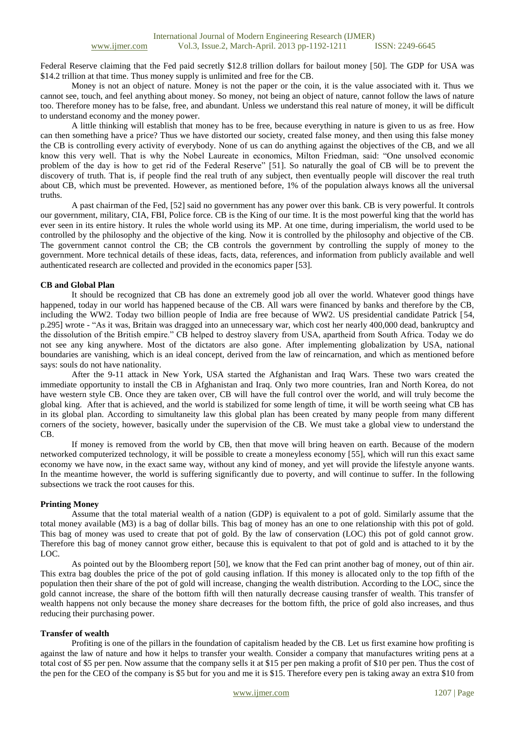Federal Reserve claiming that the Fed paid secretly $12.8 trillion dollars for bailout money [50]. The GDP for USA was $14.2 trillion at that time. Thus money supply is unlimited and free for the CB.

Money is not an object of nature. Money is not the paper or the coin, it is the value associated with it. Thus we cannot see, touch, and feel anything about money. So money, not being an object of nature, cannot follow the laws of nature too. Therefore money has to be false, free, and abundant. Unless we understand this real nature of money, it will be difficult to understand economy and the money power.

A little thinking will establish that money has to be free, because everything in nature is given to us as free. How can then something have a price? Thus we have distorted our society, created false money, and then using this false money the CB is controlling every activity of everybody. None of us can do anything against the objectives of the CB, and we all know this very well. That is why the Nobel Laureate in economics, Milton Friedman, said: "One unsolved economic problem of the day is how to get rid of the Federal Reserve" [51]. So naturally the goal of CB will be to prevent the discovery of truth. That is, if people find the real truth of any subject, then eventually people will discover the real truth about CB, which must be prevented. However, as mentioned before, 1% of the population always knows all the universal truths.

A past chairman of the Fed, [52] said no government has any power over this bank. CB is very powerful. It controls our government, military, CIA, FBI, Police force. CB is the King of our time. It is the most powerful king that the world has ever seen in its entire history. It rules the whole world using its MP. At one time, during imperialism, the world used to be controlled by the philosophy and the objective of the king. Now it is controlled by the philosophy and objective of the CB. The government cannot control the CB; the CB controls the government by controlling the supply of money to the government. More technical details of these ideas, facts, data, references, and information from publicly available and well authenticated research are collected and provided in the economics paper [53].

#### CB and Global Plan

It should be recognized that CB has done an extremely good job all over the world. Whatever good things have happened, today in our world has happened because of the CB. All wars were financed by banks and therefore by the CB, including the WW2. Today two billion people of India are free because of WW2. US presidential candidate Patrick [54, p.295] wrote - "As it was, Britain was dragged into an unnecessary war, which cost her nearly 400,000 dead, bankruptcy and the dissolution of the British empire." CB helped to destroy slavery from USA, apartheid from South Africa. Today we do not see any king anywhere. Most of the dictators are also gone. After implementing globalization by USA, national boundaries are vanishing, which is an ideal concept, derived from the law of reincarnation, and which as mentioned before says: souls do not have nationality.

After the 9-11 attack in New York, USA started the Afghanistan and Iraq Wars. These two wars created the immediate opportunity to install the CB in Afghanistan and Iraq. Only two more countries, Iran and North Korea, do not have western style CB. Once they are taken over, CB will have the full control over the world, and will truly become the global king. After that is achieved, and the world is stabilized for some length of time, it will be worth seeing what CB has in its global plan. According to simultaneity law this global plan has been created by many people from many different corners of the society, however, basically under the supervision of the CB. We must take a global view to understand the CB.

If money is removed from the world by CB, then that move will bring heaven on earth. Because of the modern networked computerized technology, it will be possible to create a moneyless economy [55], which will run this exact same economy we have now, in the exact same way, without any kind of money, and yet will provide the lifestyle anyone wants. In the meantime however, the world is suffering significantly due to poverty, and will continue to suffer. In the following subsections we track the root causes for this.

#### Printing Money

Assume that the total material wealth of a nation (GDP) is equivalent to a pot of gold. Similarly assume that the total money available (M3) is a bag of dollar bills. This bag of money has an one to one relationship with this pot of gold. This bag of money was used to create that pot of gold. By the law of conservation (LOC) this pot of gold cannot grow. Therefore this bag of money cannot grow either, because this is equivalent to that pot of gold and is attached to it by the LOC.

As pointed out by the Bloomberg report [50], we know that the Fed can print another bag of money, out of thin air. This extra bag doubles the price of the pot of gold causing inflation. If this money is allocated only to the top fifth of the population then their share of the pot of gold will increase, changing the wealth distribution. According to the LOC, since the gold cannot increase, the share of the bottom fifth will then naturally decrease causing transfer of wealth. This transfer of wealth happens not only because the money share decreases for the bottom fifth, the price of gold also increases, and thus reducing their purchasing power.

#### Transfer of wealth

Profiting is one of the pillars in the foundation of capitalism headed by the CB. Let us first examine how profiting is against the law of nature and how it helps to transfer your wealth. Consider a company that manufactures writing pens at a total cost of $5 per pen. Now assume that the company sells it at $15 per pen making a profit of $10 per pen. Thus the cost of the pen for the CEO of the company is $5 but for you and me it is $15. Therefore every pen is taking away an extra $10 from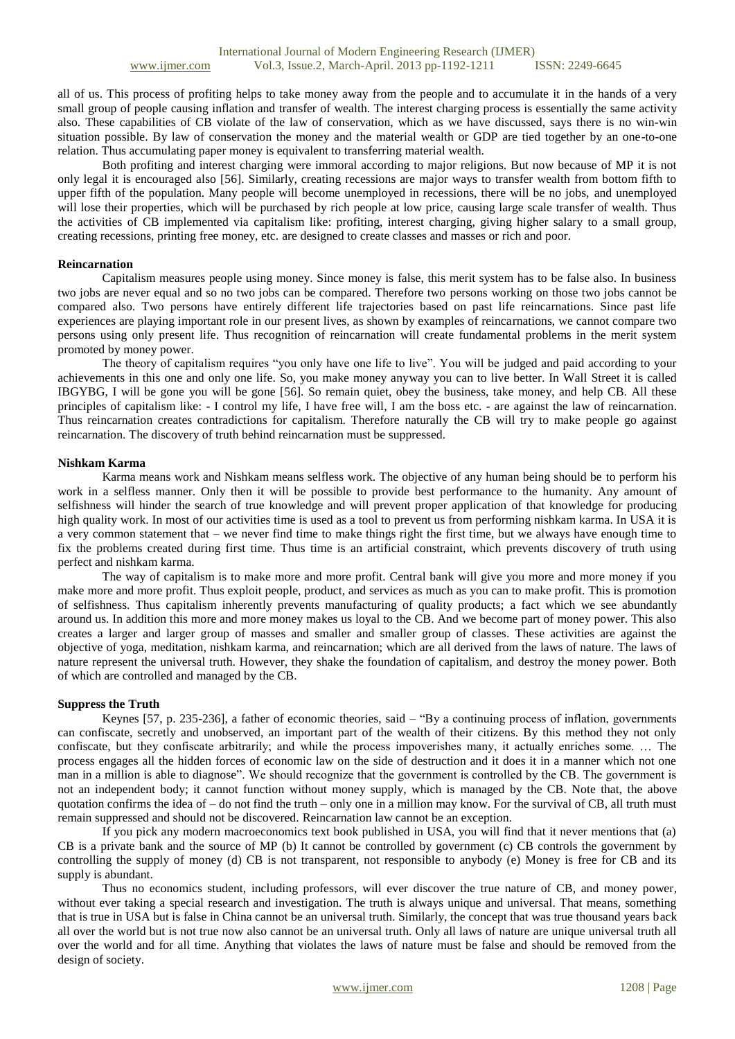all of us. This process of profiting helps to take money away from the people and to accumulate it in the hands of a very small group of people causing inflation and transfer of wealth. The interest charging process is essentially the same activity also. These capabilities of CB violate the law of conservation, which as we have discussed, says there is no win-win situation possible. By law of conservation the money and the material wealth or GDP are tied together by an one-to-one relation. Thus accumulating paper money is equivalent to transferring material wealth.

Both profiting and interest charging were immoral according to major religions. But now because of MP it is not only legal it is encouraged also [56]. Similarly, creating recessions are major ways to transfer wealth from bottom fifth to upper fifth of the population. Many people will become unemployed in recessions, there will be no jobs, and unemployed will lose their properties, which will be purchased by rich people at low price, causing large scale transfer of wealth. Thus the activities of CB implemented via capitalism like: profiting, interest charging, giving higher salary to a small group, creating recessions, printing free money, etc. are designed to create classes and masses or rich and poor.

#### Reincarnation

Capitalism measures people using money. Since money is false, this merit system has to be false also. In business two jobs are never equal and so no two jobs can be compared. Therefore two persons working on those two jobs cannot be compared also. Two persons have entirely different life trajectories based on past life reincarnations. Since past life experiences are playing important role in our present lives, as shown by examples of reincarnations, we cannot compare two persons using only present life. Thus recognition of reincarnation will create fundamental problems in the merit system promoted by money power.

The theory of capitalism requires "you only have one life to live". You will be judged and paid according to your achievements in this one and only one life. So, you make money anyway you can to live better. In Wall Street it is called IBGYBG, I will be gone you will be gone [56]. So remain quiet, obey the business, take money, and help CB. All these principles of capitalism like: - I control my life, I have free will, I am the boss etc. - are against the law of reincarnation. Thus reincarnation creates contradictions for capitalism. Therefore naturally the CB will try to make people go against reincarnation. The discovery of truth behind reincarnation must be suppressed.

#### Nishkam Karma

Karma means work and Nishkam means selfless work. The objective of any human being should be to perform his work in a selfless manner. Only then it will be possible to provide best performance to the humanity. Any amount of selfishness will hinder the search of true knowledge and will prevent proper application of that knowledge for producing high quality work. In most of our activities time is used as a tool to prevent us from performing nishkam karma. In USA it is a very common statement that – we never find time to make things right the first time, but we always have enough time to fix the problems created during first time. Thus time is an artificial constraint, which prevents discovery of truth using perfect and nishkam karma.

The way of capitalism is to make more and more profit. Central bank will give you more and more money if you make more and more profit. Thus exploit people, product, and services as much as you can to make profit. This is promotion of selfishness. Thus capitalism inherently prevents manufacturing of quality products; a fact which we see abundantly around us. In addition this more and more money makes us loyal to the CB. And we become part of money power. This also creates a larger and larger group of masses and smaller and smaller group of classes. These activities are against the objective of yoga, meditation, nishkam karma, and reincarnation; which are all derived from the laws of nature. The laws of nature represent the universal truth. However, they shake the foundation of capitalism, and destroy the money power. Both of which are controlled and managed by the CB.

#### Suppress the Truth

Keynes [57, p. 235-236], a father of economic theories, said – "By a continuing process of inflation, governments can confiscate, secretly and unobserved, an important part of the wealth of their citizens. By this method they not only confiscate, but they confiscate arbitrarily; and while the process impoverishes many, it actually enriches some. … The process engages all the hidden forces of economic law on the side of destruction and it does it in a manner which not one man in a million is able to diagnose". We should recognize that the government is controlled by the CB. The government is not an independent body; it cannot function without money supply, which is managed by the CB. Note that, the above quotation confirms the idea of – do not find the truth – only one in a million may know. For the survival of CB, all truth must remain suppressed and should not be discovered. Reincarnation law cannot be an exception.

If you pick any modern macroeconomics text book published in USA, you will find that it never mentions that (a) CB is a private bank and the source of MP (b) It cannot be controlled by government (c) CB controls the government by controlling the supply of money (d) CB is not transparent, not responsible to anybody (e) Money is free for CB and its supply is abundant.

Thus no economics student, including professors, will ever discover the true nature of CB, and money power, without ever taking a special research and investigation. The truth is always unique and universal. That means, something that is true in USA but is false in China cannot be an universal truth. Similarly, the concept that was true thousand years back all over the world but is not true now also cannot be an universal truth. Only all laws of nature are unique universal truth all over the world and for all time. Anything that violates the laws of nature must be false and should be removed from the design of society.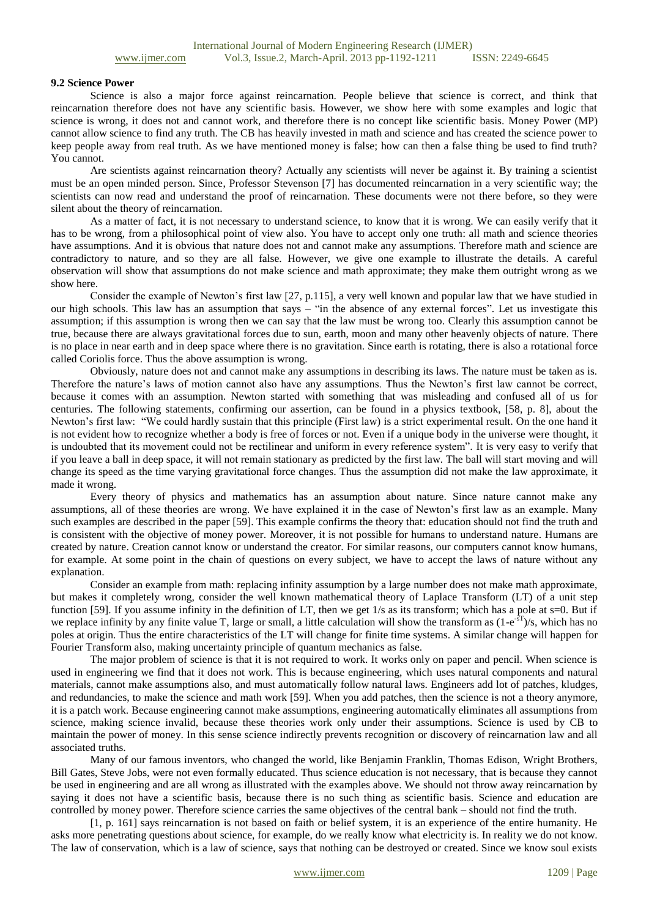### 9.2 Science Power

Science is also a major force against reincarnation. People believe that science is correct, and think that reincarnation therefore does not have any scientific basis. However, we show here with some examples and logic that science is wrong, it does not and cannot work, and therefore there is no concept like scientific basis. Money Power (MP) cannot allow science to find any truth. The CB has heavily invested in math and science and has created the science power to keep people away from real truth. As we have mentioned money is false; how can then a false thing be used to find truth? You cannot.

Are scientists against reincarnation theory? Actually any scientists will never be against it. By training a scientist must be an open minded person. Since, Professor Stevenson [7] has documented reincarnation in a very scientific way; the scientists can now read and understand the proof of reincarnation. These documents were not there before, so they were silent about the theory of reincarnation.

As a matter of fact, it is not necessary to understand science, to know that it is wrong. We can easily verify that it has to be wrong, from a philosophical point of view also. You have to accept only one truth: all math and science theories have assumptions. And it is obvious that nature does not and cannot make any assumptions. Therefore math and science are contradictory to nature, and so they are all false. However, we give one example to illustrate the details. A careful observation will show that assumptions do not make science and math approximate; they make them outright wrong as we show here.

Consider the example of Newton's first law [27, p.115], a very well known and popular law that we have studied in our high schools. This law has an assumption that says – "in the absence of any external forces". Let us investigate this assumption; if this assumption is wrong then we can say that the law must be wrong too. Clearly this assumption cannot be true, because there are always gravitational forces due to sun, earth, moon and many other heavenly objects of nature. There is no place in near earth and in deep space where there is no gravitation. Since earth is rotating, there is also a rotational force called Coriolis force. Thus the above assumption is wrong.

Obviously, nature does not and cannot make any assumptions in describing its laws. The nature must be taken as is. Therefore the nature's laws of motion cannot also have any assumptions. Thus the Newton's first law cannot be correct, because it comes with an assumption. Newton started with something that was misleading and confused all of us for centuries. The following statements, confirming our assertion, can be found in a physics textbook, [58, p. 8], about the Newton's first law: "We could hardly sustain that this principle (First law) is a strict experimental result. On the one hand it is not evident how to recognize whether a body is free of forces or not. Even if a unique body in the universe were thought, it is undoubted that its movement could not be rectilinear and uniform in every reference system". It is very easy to verify that if you leave a ball in deep space, it will not remain stationary as predicted by the first law. The ball will start moving and will change its speed as the time varying gravitational force changes. Thus the assumption did not make the law approximate, it made it wrong.

Every theory of physics and mathematics has an assumption about nature. Since nature cannot make any assumptions, all of these theories are wrong. We have explained it in the case of Newton's first law as an example. Many such examples are described in the paper [59]. This example confirms the theory that: education should not find the truth and is consistent with the objective of money power. Moreover, it is not possible for humans to understand nature. Humans are created by nature. Creation cannot know or understand the creator. For similar reasons, our computers cannot know humans, for example. At some point in the chain of questions on every subject, we have to accept the laws of nature without any explanation.

Consider an example from math: replacing infinity assumption by a large number does not make math approximate, but makes it completely wrong, consider the well known mathematical theory of Laplace Transform (LT) of a unit step function [59]. If you assume infinity in the definition of LT, then we get $1/s$ as its transform; which has a pole at $s=0$. But if we replace infinity by any finite value T, large or small, a little calculation will show the transform as $(1-e^{-sT})/s$, which has no poles at origin. Thus the entire characteristics of the LT will change for finite time systems. A similar change will happen for Fourier Transform also, making uncertainty principle of quantum mechanics as false.

The major problem of science is that it is not required to work. It works only on paper and pencil. When science is used in engineering we find that it does not work. This is because engineering, which uses natural components and natural materials, cannot make assumptions also, and must automatically follow natural laws. Engineers add lot of patches, kludges, and redundancies, to make the science and math work [59]. When you add patches, then the science is not a theory anymore, it is a patch work. Because engineering cannot make assumptions, engineering automatically eliminates all assumptions from science, making science invalid, because these theories work only under their assumptions. Science is used by CB to maintain the power of money. In this sense science indirectly prevents recognition or discovery of reincarnation law and all associated truths.

Many of our famous inventors, who changed the world, like Benjamin Franklin, Thomas Edison, Wright Brothers, Bill Gates, Steve Jobs, were not even formally educated. Thus science education is not necessary, that is because they cannot be used in engineering and are all wrong as illustrated with the examples above. We should not throw away reincarnation by saying it does not have a scientific basis, because there is no such thing as scientific basis. Science and education are controlled by money power. Therefore science carries the same objectives of the central bank – should not find the truth.

[1, p. 161] says reincarnation is not based on faith or belief system, it is an experience of the entire humanity. He asks more penetrating questions about science, for example, do we really know what electricity is. In reality we do not know. The law of conservation, which is a law of science, says that nothing can be destroyed or created. Since we know soul exists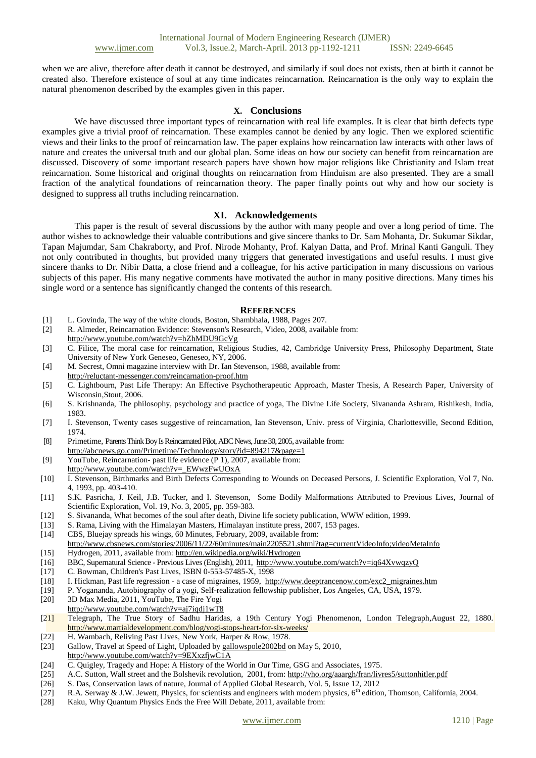when we are alive, therefore after death it cannot be destroyed, and similarly if soul does not exists, then at birth it cannot be created also. Therefore existence of soul at any time indicates reincarnation. Reincarnation is the only way to explain the natural phenomenon described by the examples given in this paper.

## X. Conclusions

We have discussed three important types of reincarnation with real life examples. It is clear that birth defects type examples give a trivial proof of reincarnation. These examples cannot be denied by any logic. Then we explored scientific views and their links to the proof of reincarnation law. The paper explains how reincarnation law interacts with other laws of nature and creates the universal truth and our global plan. Some ideas on how our society can benefit from reincarnation are discussed. Discovery of some important research papers have shown how major religions like Christianity and Islam treat reincarnation. Some historical and original thoughts on reincarnation from Hinduism are also presented. They are a small fraction of the analytical foundations of reincarnation theory. The paper finally points out why and how our society is designed to suppress all truths including reincarnation.

## XI. Acknowledgements

This paper is the result of several discussions by the author with many people and over a long period of time. The author wishes to acknowledge their valuable contributions and give sincere thanks to Dr. Sam Mohanta, Dr. Sukumar Sikdar, Tapan Majumdar, Sam Chakraborty, and Prof. Nirode Mohanty, Prof. Kalyan Datta, and Prof. Mrinal Kanti Ganguli. They not only contributed in thoughts, but provided many triggers that generated investigations and useful results. I must give sincere thanks to Dr. Nibir Datta, a close friend and a colleague, for his active participation in many discussions on various subjects of this paper. His many negative comments have motivated the author in many positive directions. Many times his single word or a sentence has significantly changed the contents of this research.

## REFERENCES

[1] L. Govinda, The way of the white clouds, Boston, Shambhala, 1988, Pages 207.
[2] R. Almeder, Reincarnation Evidence: Stevenson's Research, Video, 2008, available from: http://www.youtube.com/watch?v=hZhMDU9GcVg
[3] C. Filice, The moral case for reincarnation, Religious Studies, 42, Cambridge University Press, Philosophy Department, State University of New York Geneseo, Geneseo, NY, 2006.
[4] M. Secrest, Omni magazine interview with Dr. Ian Stevenson, 1988, available from: http://reluctant-messenger.com/reincarnation-proof.htm
[5] C. Lightbourn, Past Life Therapy: An Effective Psychotherapeutic Approach, Master Thesis, A Research Paper, University of Wisconsin,Stout, 2006.
[6] S. Krishnanda, The philosophy, psychology and practice of yoga, The Divine Life Society, Sivananda Ashram, Rishikesh, India, 1983.
[7] I. Stevenson, Twenty cases suggestive of reincarnation, Ian Stevenson, Univ. press of Virginia, Charlottesville, Second Edition, 1974.
[8] Primetime, Parents Think Boy Is Reincarnated Pilot, ABC News, June 30, 2005, available from: http://abcnews.go.com/Primetime/Technology/story?id=894217&page=1
[9] YouTube, Reincarnation- past life evidence (P 1), 2007, available from: http://www.youtube.com/watch?v=_EWwzFwUOxA
[10] I. Stevenson, Birthmarks and Birth Defects Corresponding to Wounds on Deceased Persons, J. Scientific Exploration, Vol 7, No. 4, 1993, pp. 403-410.
[11] S.K. Pasricha, J. Keil, J.B. Tucker, and I. Stevenson, Some Bodily Malformations Attributed to Previous Lives, Journal of Scientific Exploration, Vol. 19, No. 3, 2005, pp. 359-383.
[12] S. Sivananda, What becomes of the soul after death, Divine life society publication, WWW edition, 1999.
[13] S. Rama, Living with the Himalayan Masters, Himalayan institute press, 2007, 153 pages.
[14] CBS, Bluejay spreads his wings, 60 Minutes, February, 2009, available from: http://www.cbsnews.com/stories/2006/11/22/60minutes/main2205521.shtml?tag=currentVideoInfo;videoMetaInfo
[15] Hydrogen, 2011, available from: http://en.wikipedia.org/wiki/Hydrogen
[16] BBC, Supernatural Science - Previous Lives (English), 2011, http://www.youtube.com/watch?v=iq64XvwqzyQ
[17] C. Bowman, Children's Past Lives, ISBN 0-553-57485-X, 1998
[18] I. Hickman, Past life regression - a case of migraines, 1959, http://www.deeptrancenow.com/exc2_migraines.htm
[19] P. Yogananda, Autobiography of a yogi, Self-realization fellowship publisher, Los Angeles, CA, USA, 1979.
[20] 3D Max Media, 2011, YouTube, The Fire Yogi http://www.youtube.com/watch?v=aj7iqdj1wT8
[21] Telegraph, The True Story of Sadhu Haridas, a 19th Century Yogi Phenomenon, London Telegraph,August 22, 1880. http://www.martialdevelopment.com/blog/yogi-stops-heart-for-six-weeks/
[22] H. Wambach, Reliving Past Lives, New York, Harper & Row, 1978.
[23] Gallow, Travel at Speed of Light, Uploaded by gallowspole2002bd on May 5, 2010, http://www.youtube.com/watch?v=9EXxzfjwC1A
[24] C. Quigley, Tragedy and Hope: A History of the World in Our Time, GSG and Associates, 1975.
[25] A.C. Sutton, Wall street and the Bolshevik revolution, 2001, from: http://vho.org/aaargh/fran/livres5/suttonhitler.pdf
[26] S. Das, Conservation laws of nature, Journal of Applied Global Research, Vol. 5, Issue 12, 2012
[27] R.A. Serway & J.W. Jewett, Physics, for scientists and engineers with modern physics, 6th edition, Thomson, California, 2004.
[28] Kaku, Why Quantum Physics Ends the Free Will Debate, 2011, available from: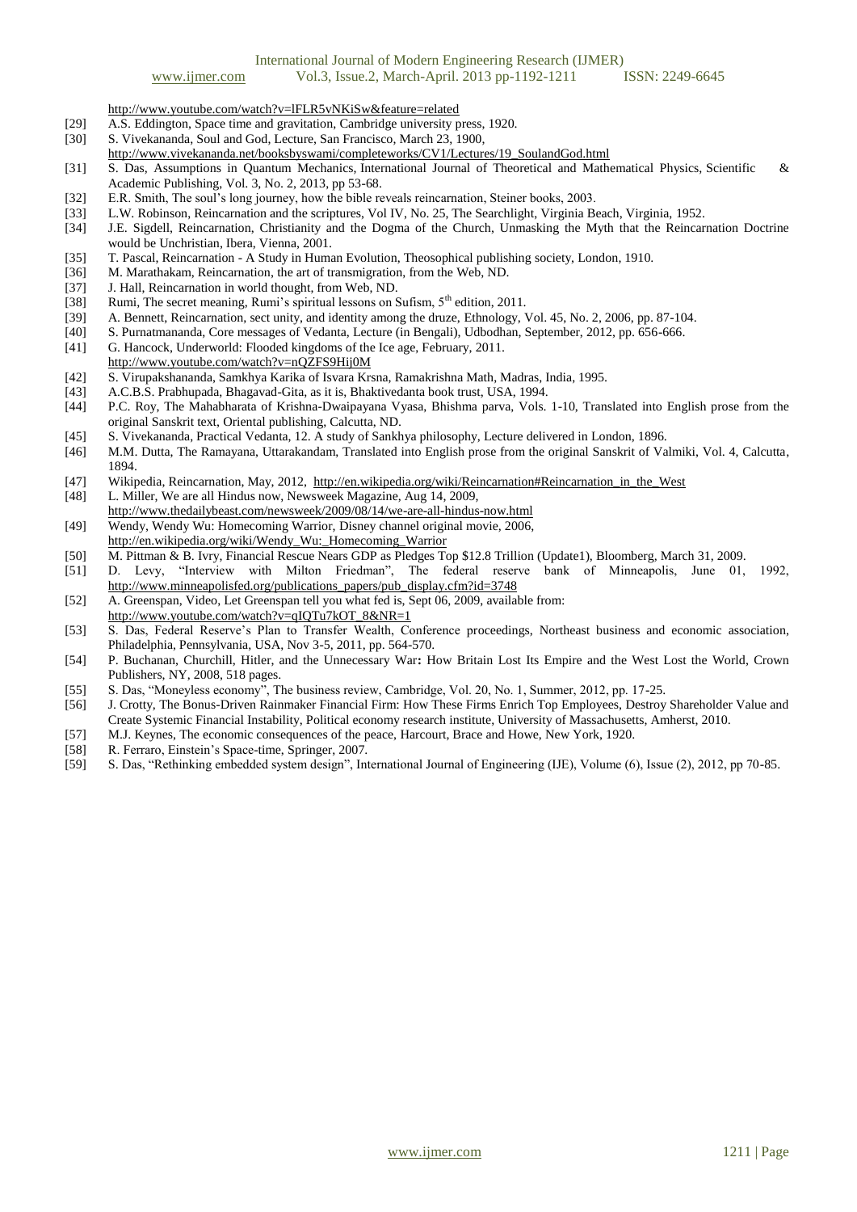http://www.youtube.com/watch?v=lFLR5vNKiSw&feature=related

[29] A.S. Eddington, Space time and gravitation, Cambridge university press, 1920.

[30] S. Vivekananda, Soul and God, Lecture, San Francisco, March 23, 1900, http://www.vivekananda.net/booksbyswami/completeworks/CV1/Lectures/19_SoulandGod.html

[31] S. Das, Assumptions in Quantum Mechanics, International Journal of Theoretical and Mathematical Physics, Scientific & Academic Publishing, Vol. 3, No. 2, 2013, pp 53-68.

[32] E.R. Smith, The soul's long journey, how the bible reveals reincarnation, Steiner books, 2003.

[33] L.W. Robinson, Reincarnation and the scriptures, Vol IV, No. 25, The Searchlight, Virginia Beach, Virginia, 1952.

[34] J.E. Sigdell, Reincarnation, Christianity and the Dogma of the Church, Unmasking the Myth that the Reincarnation Doctrine would be Unchristian, Ibera, Vienna, 2001.

[35] T. Pascal, Reincarnation - A Study in Human Evolution, Theosophical publishing society, London, 1910.

[36] M. Marathakam, Reincarnation, the art of transmigration, from the Web, ND.

[37] J. Hall, Reincarnation in world thought, from Web, ND.

[38] Rumi, The secret meaning, Rumi's spiritual lessons on Sufism, 5th edition, 2011.

[39] A. Bennett, Reincarnation, sect unity, and identity among the druze, Ethnology, Vol. 45, No. 2, 2006, pp. 87-104.

[40] S. Purnatmananda, Core messages of Vedanta, Lecture (in Bengali), Udbodhan, September, 2012, pp. 656-666.

[41] G. Hancock, Underworld: Flooded kingdoms of the Ice age, February, 2011. http://www.youtube.com/watch?v=nQZFS9Hij0M

[42] S. Virupakshananda, Samkhya Karika of Isvara Krsna, Ramakrishna Math, Madras, India, 1995.

[43] A.C.B.S. Prabhupada, Bhagavad-Gita, as it is, Bhaktivedanta book trust, USA, 1994.

[44] P.C. Roy, The Mahabharata of Krishna-Dwaipayana Vyasa, Bhishma parva, Vols. 1-10, Translated into English prose from the original Sanskrit text, Oriental publishing, Calcutta, ND.

[45] S. Vivekananda, Practical Vedanta, 12. A study of Sankhya philosophy, Lecture delivered in London, 1896.

[46] M.M. Dutta, The Ramayana, Uttarakandam, Translated into English prose from the original Sanskrit of Valmiki, Vol. 4, Calcutta, 1894.

[47] Wikipedia, Reincarnation, May, 2012, http://en.wikipedia.org/wiki/Reincarnation#Reincarnation_in_the_West

[48] L. Miller, We are all Hindus now, Newsweek Magazine, Aug 14, 2009, http://www.thedailybeast.com/newsweek/2009/08/14/we-are-all-hindus-now.html

[49] Wendy, Wendy Wu: Homecoming Warrior, Disney channel original movie, 2006, http://en.wikipedia.org/wiki/Wendy_Wu:_Homecoming_Warrior

[50] M. Pittman & B. Ivry, Financial Rescue Nears GDP as Pledges Top $12.8 Trillion (Update1), Bloomberg, March 31, 2009.

[51] D. Levy, "Interview with Milton Friedman", The federal reserve bank of Minneapolis, June 01, 1992, http://www.minneapolisfed.org/publications_papers/pub_display.cfm?id=3748

[52] A. Greenspan, Video, Let Greenspan tell you what fed is, Sept 06, 2009, available from: http://www.youtube.com/watch?v=qIQTu7kOT_8&NR=1

[53] S. Das, Federal Reserve's Plan to Transfer Wealth, Conference proceedings, Northeast business and economic association, Philadelphia, Pennsylvania, USA, Nov 3-5, 2011, pp. 564-570.

[54] P. Buchanan, Churchill, Hitler, and the Unnecessary War**:** How Britain Lost Its Empire and the West Lost the World, Crown Publishers, NY, 2008, 518 pages.

[55] S. Das, "Moneyless economy", The business review, Cambridge, Vol. 20, No. 1, Summer, 2012, pp. 17-25.

[56] J. Crotty, The Bonus-Driven Rainmaker Financial Firm: How These Firms Enrich Top Employees, Destroy Shareholder Value and Create Systemic Financial Instability, Political economy research institute, University of Massachusetts, Amherst, 2010.

[57] M.J. Keynes, The economic consequences of the peace, Harcourt, Brace and Howe, New York, 1920.

[58] R. Ferraro, Einstein's Space-time, Springer, 2007.

[59] S. Das, "Rethinking embedded system design", International Journal of Engineering (IJE), Volume (6), Issue (2), 2012, pp 70-85.